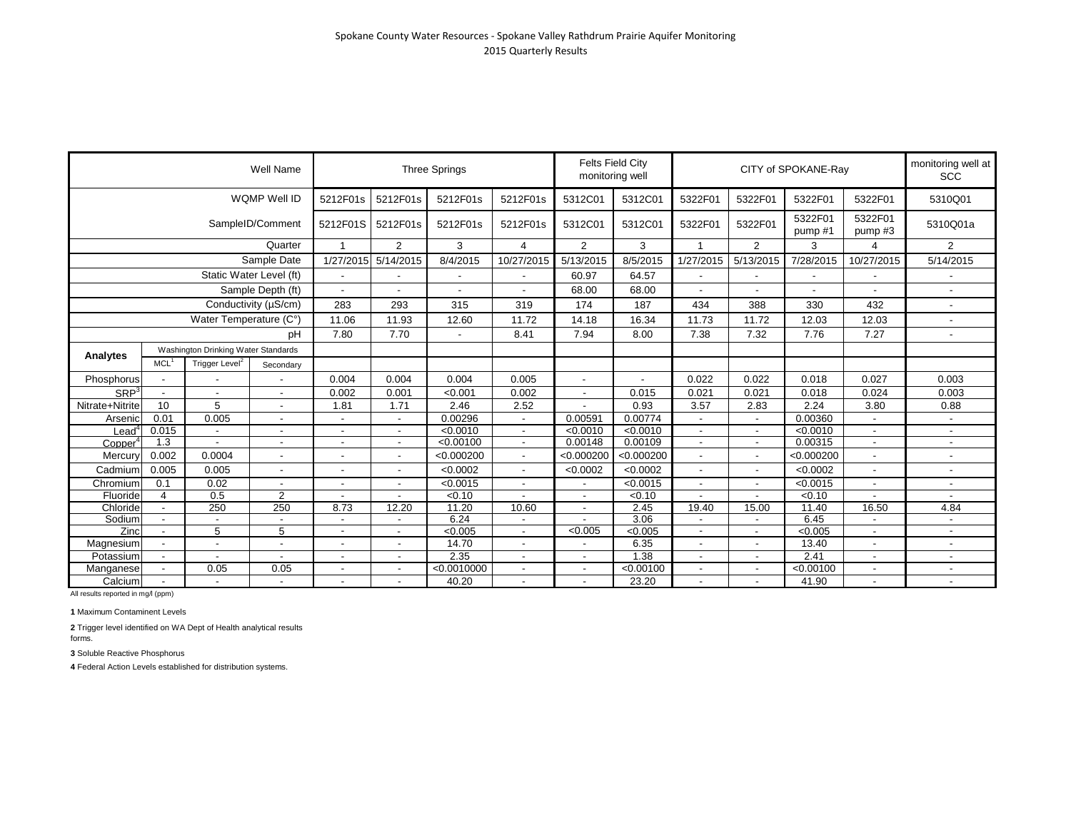Spokane County Water Resources - Spokane Valley Rathdrum Prairie Aquifer Monitoring
2015 Quarterly Results

| | | | Well Name | Three Springs | | | | Felts Field City monitoring well | | CITY of SPOKANE-Ray | | | | monitoring well at SCC |
|---|---|---|---|---|---|---|---|---|---|---|---|---|---|---|
| | | | WQMP Well ID | 5212F01s | 5212F01s | 5212F01s | 5212F01s | 5312C01 | 5312C01 | 5322F01 | 5322F01 | 5322F01 | 5322F01 | 5310Q01 |
| | | | SampleID/Comment | 5212F01S | 5212F01s | 5212F01s | 5212F01s | 5312C01 | 5312C01 | 5322F01 | 5322F01 | 5322F01 pump #1 | 5322F01 pump #3 | 5310Q01a |
| | | | Quarter | 1 | 2 | 3 | 4 | 2 | 3 | 1 | 2 | 3 | 4 | 2 |
| | | | Sample Date | 1/27/2015 | 5/14/2015 | 8/4/2015 | 10/27/2015 | 5/13/2015 | 8/5/2015 | 1/27/2015 | 5/13/2015 | 7/28/2015 | 10/27/2015 | 5/14/2015 |
| | | | Static Water Level (ft) | - | - | - | - | 60.97 | 64.57 | - | - | - | - | - |
| | | | Sample Depth (ft) | - | - | - | - | 68.00 | 68.00 | - | - | - | - | - |
| | | | Conductivity (µS/cm) | 283 | 293 | 315 | 319 | 174 | 187 | 434 | 388 | 330 | 432 | - |
| | | | Water Temperature (C°) | 11.06 | 11.93 | 12.60 | 11.72 | 14.18 | 16.34 | 11.73 | 11.72 | 12.03 | 12.03 | - |
| | | | pH | 7.80 | 7.70 | - | 8.41 | 7.94 | 8.00 | 7.38 | 7.32 | 7.76 | 7.27 | - |
| Analytes | Washington Drinking Water Standards | | | | | | | | | | | | | |
| | MCL[1] | Trigger Level[2] | Secondary | | | | | | | | | | | |
| Phosphorus | - | - | - | 0.004 | 0.004 | 0.004 | 0.005 | - | - | 0.022 | 0.022 | 0.018 | 0.027 | 0.003 |
| SRP[3] | - | - | - | 0.002 | 0.001 | <0.001 | 0.002 | - | 0.015 | 0.021 | 0.021 | 0.018 | 0.024 | 0.003 |
| Nitrate+Nitrite | 10 | 5 | - | 1.81 | 1.71 | 2.46 | 2.52 | - | 0.93 | 3.57 | 2.83 | 2.24 | 3.80 | 0.88 |
| Arsenic | 0.01 | 0.005 | - | - | - | 0.00296 | - | 0.00591 | 0.00774 | - | - | 0.00360 | - | - |
| Lead[4] | 0.015 | - | - | - | - | <0.0010 | - | <0.0010 | <0.0010 | - | - | <0.0010 | - | - |
| Copper[4] | 1.3 | - | - | - | - | <0.00100 | - | 0.00148 | 0.00109 | - | - | 0.00315 | - | - |
| Mercury | 0.002 | 0.0004 | - | - | - | <0.000200 | - | <0.000200 | <0.000200 | - | - | <0.000200 | - | - |
| Cadmium | 0.005 | 0.005 | - | - | - | <0.0002 | - | <0.0002 | <0.0002 | - | - | <0.0002 | - | - |
| Chromium | 0.1 | 0.02 | - | - | - | <0.0015 | - | - | <0.0015 | - | - | <0.0015 | - | - |
| Fluoride | 4 | 0.5 | 2 | - | - | <0.10 | - | - | <0.10 | - | - | <0.10 | - | - |
| Chloride | - | 250 | 250 | 8.73 | 12.20 | 11.20 | 10.60 | - | 2.45 | 19.40 | 15.00 | 11.40 | 16.50 | 4.84 |
| Sodium | - | - | - | - | - | 6.24 | - | - | 3.06 | - | - | 6.45 | - | - |
| Zinc | - | 5 | 5 | - | - | <0.005 | - | <0.005 | <0.005 | - | - | <0.005 | - | - |
| Magnesium | - | - | - | - | - | 14.70 | - | - | 6.35 | - | - | 13.40 | - | - |
| Potassium | - | - | - | - | - | 2.35 | - | - | 1.38 | - | - | 2.41 | - | - |
| Manganese | - | 0.05 | 0.05 | - | - | <0.0010000 | - | - | <0.00100 | - | - | <0.00100 | - | - |
| Calcium | - | - | - | - | - | 40.20 | - | - | 23.20 | - | - | 41.90 | - | - |

All results reported in mg/l (ppm)

**1** Maximum Contaminent Levels

**2** Trigger level identified on WA Dept of Health analytical results forms.

**3** Soluble Reactive Phosphorus

**4** Federal Action Levels established for distribution systems.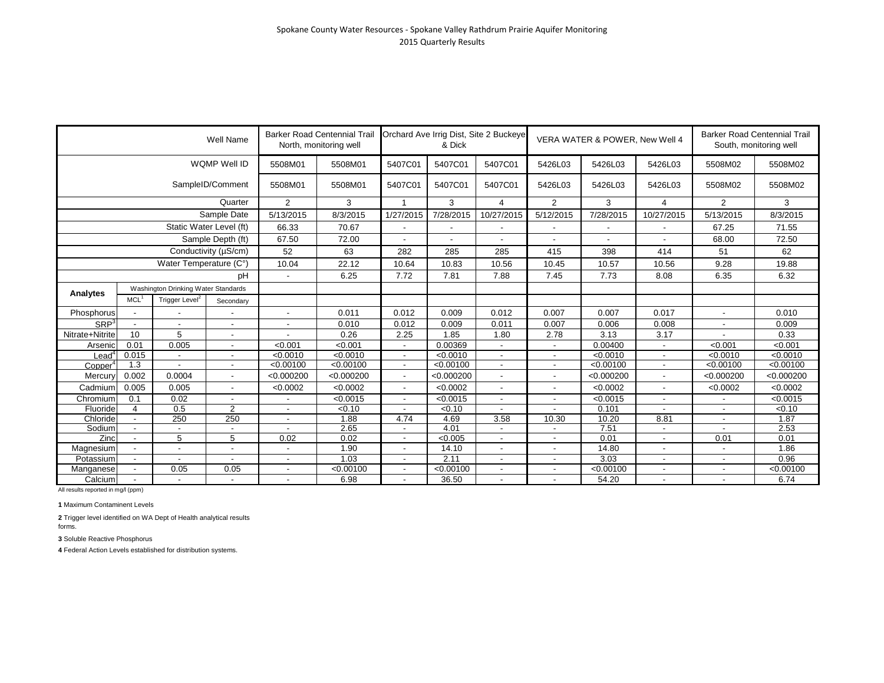Spokane County Water Resources - Spokane Valley Rathdrum Prairie Aquifer Monitoring
2015 Quarterly Results

| | | | Well Name | Barker Road Centennial Trail North, monitoring well | | Orchard Ave Irrig Dist, Site 2 Buckeye & Dick | | | VERA WATER & POWER, New Well 4 | | | Barker Road Centennial Trail South, monitoring well | |
|---|---|---|---|---|---|---|---|---|---|---|---|---|---|
| | | | WQMP Well ID | 5508M01 | 5508M01 | 5407C01 | 5407C01 | 5407C01 | 5426L03 | 5426L03 | 5426L03 | 5508M02 | 5508M02 |
| | | | SampleID/Comment | 5508M01 | 5508M01 | 5407C01 | 5407C01 | 5407C01 | 5426L03 | 5426L03 | 5426L03 | 5508M02 | 5508M02 |
| | | | Quarter | 2 | 3 | 1 | 3 | 4 | 2 | 3 | 4 | 2 | 3 |
| | | | Sample Date | 5/13/2015 | 8/3/2015 | 1/27/2015 | 7/28/2015 | 10/27/2015 | 5/12/2015 | 7/28/2015 | 10/27/2015 | 5/13/2015 | 8/3/2015 |
| | | | Static Water Level (ft) | 66.33 | 70.67 | - | - | - | - | - | - | 67.25 | 71.55 |
| | | | Sample Depth (ft) | 67.50 | 72.00 | - | - | - | - | - | - | 68.00 | 72.50 |
| | | | Conductivity (µS/cm) | 52 | 63 | 282 | 285 | 285 | 415 | 398 | 414 | 51 | 62 |
| | | | Water Temperature (C°) | 10.04 | 22.12 | 10.64 | 10.83 | 10.56 | 10.45 | 10.57 | 10.56 | 9.28 | 19.88 |
| | | | pH | - | 6.25 | 7.72 | 7.81 | 7.88 | 7.45 | 7.73 | 8.08 | 6.35 | 6.32 |
| **Analytes** | Washington Drinking Water Standards | | | | | | | | | | | | |
| | MCL[1] | Trigger Level[2] | Secondary | | | | | | | | | | |
| Phosphorus | - | - | - | - | 0.011 | 0.012 | 0.009 | 0.012 | 0.007 | 0.007 | 0.017 | - | 0.010 |
| SRP[3] | - | - | - | - | 0.010 | 0.012 | 0.009 | 0.011 | 0.007 | 0.006 | 0.008 | - | 0.009 |
| Nitrate+Nitrite | 10 | 5 | - | - | 0.26 | 2.25 | 1.85 | 1.80 | 2.78 | 3.13 | 3.17 | - | 0.33 |
| Arsenic | 0.01 | 0.005 | - | <0.001 | <0.001 | - | 0.00369 | - | - | 0.00400 | - | <0.001 | <0.001 |
| Lead[4] | 0.015 | - | - | <0.0010 | <0.0010 | - | <0.0010 | - | - | <0.0010 | - | <0.0010 | <0.0010 |
| Copper[4] | 1.3 | - | - | <0.00100 | <0.00100 | - | <0.00100 | - | - | <0.00100 | - | <0.00100 | <0.00100 |
| Mercury | 0.002 | 0.0004 | - | <0.000200 | <0.000200 | - | <0.000200 | - | - | <0.000200 | - | <0.000200 | <0.000200 |
| Cadmium | 0.005 | 0.005 | - | <0.0002 | <0.0002 | - | <0.0002 | - | - | <0.0002 | - | <0.0002 | <0.0002 |
| Chromium | 0.1 | 0.02 | - | - | <0.0015 | - | <0.0015 | - | - | <0.0015 | - | - | <0.0015 |
| Fluoride | 4 | 0.5 | 2 | - | <0.10 | - | <0.10 | - | - | 0.101 | - | - | <0.10 |
| Chloride | - | 250 | 250 | - | 1.88 | 4.74 | 4.69 | 3.58 | 10.30 | 10.20 | 8.81 | - | 1.87 |
| Sodium | - | - | - | - | 2.65 | - | 4.01 | - | - | 7.51 | - | - | 2.53 |
| Zinc | - | 5 | 5 | 0.02 | 0.02 | - | <0.005 | - | - | 0.01 | - | 0.01 | 0.01 |
| Magnesium | - | - | - | - | 1.90 | - | 14.10 | - | - | 14.80 | - | - | 1.86 |
| Potassium | - | - | - | - | 1.03 | - | 2.11 | - | - | 3.03 | - | - | 0.96 |
| Manganese | - | 0.05 | 0.05 | - | <0.00100 | - | <0.00100 | - | - | <0.00100 | - | - | <0.00100 |
| Calcium | - | - | - | - | 6.98 | - | 36.50 | - | - | 54.20 | - | - | 6.74 |

All results reported in mg/l (ppm)

**1** Maximum Contaminent Levels

**2** Trigger level identified on WA Dept of Health analytical results forms.

**3** Soluble Reactive Phosphorus

**4** Federal Action Levels established for distribution systems.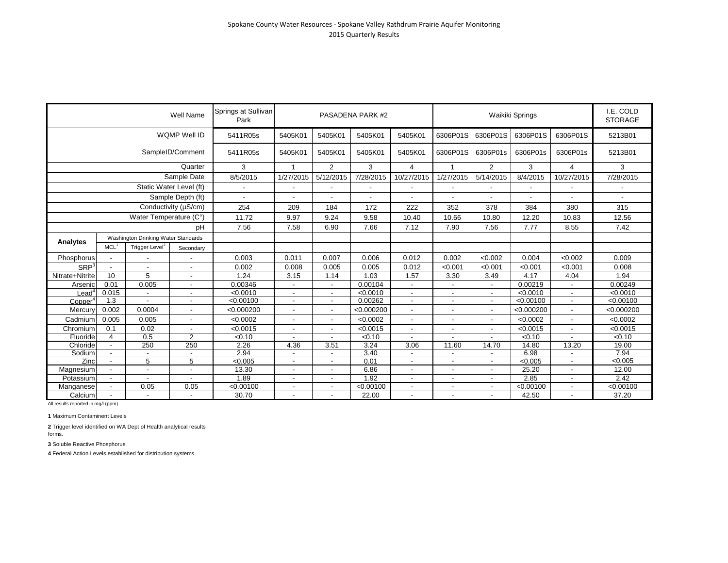Spokane County Water Resources - Spokane Valley Rathdrum Prairie Aquifer Monitoring
2015 Quarterly Results

| | | | Well Name | Springs at Sullivan Park | PASADENA PARK #2 | | | | Waikiki Springs | | | | I.E. COLD STORAGE |
|---|---|---|---|---|---|---|---|---|---|---|---|---|---|
| | | | WQMP Well ID | 5411R05s | 5405K01 | 5405K01 | 5405K01 | 5405K01 | 6306P01S | 6306P01S | 6306P01S | 6306P01S | 5213B01 |
| | | | SampleID/Comment | 5411R05s | 5405K01 | 5405K01 | 5405K01 | 5405K01 | 6306P01S | 6306P01s | 6306P01s | 6306P01s | 5213B01 |
| | | | Quarter | 3 | 1 | 2 | 3 | 4 | 1 | 2 | 3 | 4 | 3 |
| | | | Sample Date | 8/5/2015 | 1/27/2015 | 5/12/2015 | 7/28/2015 | 10/27/2015 | 1/27/2015 | 5/14/2015 | 8/4/2015 | 10/27/2015 | 7/28/2015 |
| | | | Static Water Level (ft) | - | - | - | - | - | - | - | - | - | - |
| | | | Sample Depth (ft) | - | - | - | - | - | - | - | - | - | - |
| | | | Conductivity (µS/cm) | 254 | 209 | 184 | 172 | 222 | 352 | 378 | 384 | 380 | 315 |
| | | | Water Temperature (C°) | 11.72 | 9.97 | 9.24 | 9.58 | 10.40 | 10.66 | 10.80 | 12.20 | 10.83 | 12.56 |
| | | | pH | 7.56 | 7.58 | 6.90 | 7.66 | 7.12 | 7.90 | 7.56 | 7.77 | 8.55 | 7.42 |
| **Analytes** | Washington Drinking Water Standards | | | | | | | | | | | | |
| | MCL[1] | Trigger Level[2] | Secondary | | | | | | | | | | |
| Phosphorus | - | - | - | 0.003 | 0.011 | 0.007 | 0.006 | 0.012 | 0.002 | <0.002 | 0.004 | <0.002 | 0.009 |
| SRP[3] | - | - | - | 0.002 | 0.008 | 0.005 | 0.005 | 0.012 | <0.001 | <0.001 | <0.001 | <0.001 | 0.008 |
| Nitrate+Nitrite | 10 | 5 | - | 1.24 | 3.15 | 1.14 | 1.03 | 1.57 | 3.30 | 3.49 | 4.17 | 4.04 | 1.94 |
| Arsenic | 0.01 | 0.005 | - | 0.00346 | - | - | 0.00104 | - | - | - | 0.00219 | - | 0.00249 |
| Lead[4] | 0.015 | - | - | <0.0010 | - | - | <0.0010 | - | - | - | <0.0010 | - | <0.0010 |
| Copper[4] | 1.3 | - | - | <0.00100 | - | - | 0.00262 | - | - | - | <0.00100 | - | <0.00100 |
| Mercury | 0.002 | 0.0004 | - | <0.000200 | - | - | <0.000200 | - | - | - | <0.000200 | - | <0.000200 |
| Cadmium | 0.005 | 0.005 | - | <0.0002 | - | - | <0.0002 | - | - | - | <0.0002 | - | <0.0002 |
| Chromium | 0.1 | 0.02 | - | <0.0015 | - | - | <0.0015 | - | - | - | <0.0015 | - | <0.0015 |
| Fluoride | 4 | 0.5 | 2 | <0.10 | - | - | <0.10 | - | - | - | <0.10 | - | <0.10 |
| Chloride | - | 250 | 250 | 2.26 | 4.36 | 3.51 | 3.24 | 3.06 | 11.60 | 14.70 | 14.80 | 13.20 | 19.00 |
| Sodium | - | - | - | 2.94 | - | - | 3.40 | - | - | - | 6.98 | - | 7.94 |
| Zinc | - | 5 | 5 | <0.005 | - | - | 0.01 | - | - | - | <0.005 | - | <0.005 |
| Magnesium | - | - | - | 13.30 | - | - | 6.86 | - | - | - | 25.20 | - | 12.00 |
| Potassium | - | - | - | 1.89 | - | - | 1.92 | - | - | - | 2.85 | - | 2.42 |
| Manganese | - | 0.05 | 0.05 | <0.00100 | - | - | <0.00100 | - | - | - | <0.00100 | - | <0.00100 |
| Calcium | - | - | - | 30.70 | - | - | 22.00 | - | - | - | 42.50 | - | 37.20 |

All results reported in mg/l (ppm)

**1** Maximum Contaminent Levels

**2** Trigger level identified on WA Dept of Health analytical results forms.

**3** Soluble Reactive Phosphorus

**4** Federal Action Levels established for distribution systems.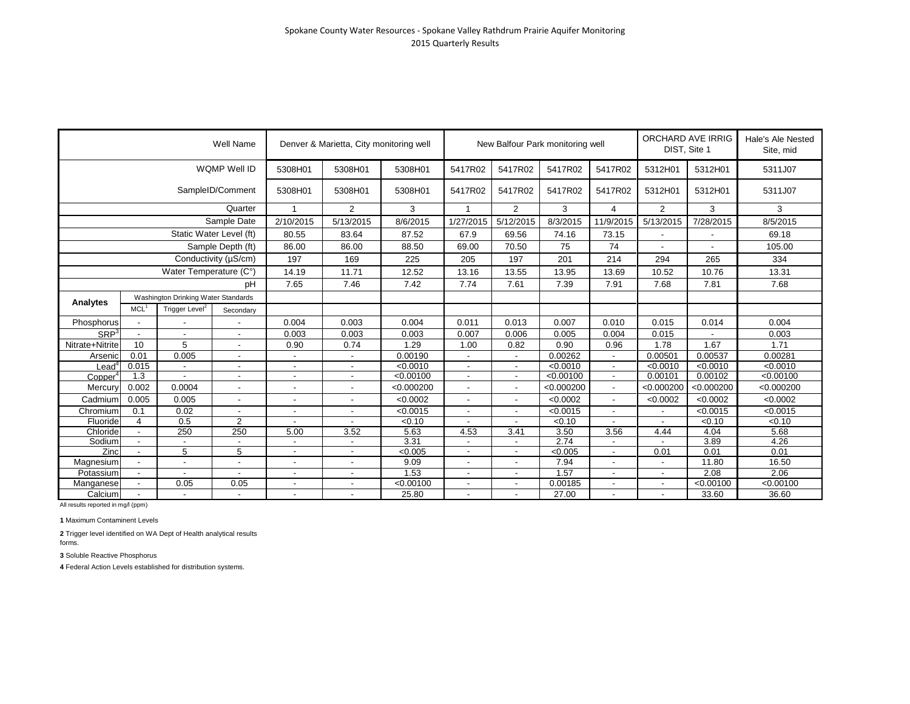Spokane County Water Resources - Spokane Valley Rathdrum Prairie Aquifer Monitoring
2015 Quarterly Results

| | | | Well Name | Denver & Marietta, City monitoring well | | | New Balfour Park monitoring well | | | | ORCHARD AVE IRRIG DIST, Site 1 | | Hale's Ale Nested Site, mid |
|---|---|---|---|---|---|---|---|---|---|---|---|---|---|
| | | | WQMP Well ID | 5308H01 | 5308H01 | 5308H01 | 5417R02 | 5417R02 | 5417R02 | 5417R02 | 5312H01 | 5312H01 | 5311J07 |
| | | | SampleID/Comment | 5308H01 | 5308H01 | 5308H01 | 5417R02 | 5417R02 | 5417R02 | 5417R02 | 5312H01 | 5312H01 | 5311J07 |
| | | | Quarter | 1 | 2 | 3 | 1 | 2 | 3 | 4 | 2 | 3 | 3 |
| | | | Sample Date | 2/10/2015 | 5/13/2015 | 8/6/2015 | 1/27/2015 | 5/12/2015 | 8/3/2015 | 11/9/2015 | 5/13/2015 | 7/28/2015 | 8/5/2015 |
| | | | Static Water Level (ft) | 80.55 | 83.64 | 87.52 | 67.9 | 69.56 | 74.16 | 73.15 | - | - | 69.18 |
| | | | Sample Depth (ft) | 86.00 | 86.00 | 88.50 | 69.00 | 70.50 | 75 | 74 | - | - | 105.00 |
| | | | Conductivity (µS/cm) | 197 | 169 | 225 | 205 | 197 | 201 | 214 | 294 | 265 | 334 |
| | | | Water Temperature (C°) | 14.19 | 11.71 | 12.52 | 13.16 | 13.55 | 13.95 | 13.69 | 10.52 | 10.76 | 13.31 |
| | | | pH | 7.65 | 7.46 | 7.42 | 7.74 | 7.61 | 7.39 | 7.91 | 7.68 | 7.81 | 7.68 |
| Analytes | Washington Drinking Water Standards | | | | | | | | | | | | |
| | MCL[1] | Trigger Level[2] | Secondary | | | | | | | | | | |
| Phosphorus | - | - | - | 0.004 | 0.003 | 0.004 | 0.011 | 0.013 | 0.007 | 0.010 | 0.015 | 0.014 | 0.004 |
| SRP[3] | - | - | - | 0.003 | 0.003 | 0.003 | 0.007 | 0.006 | 0.005 | 0.004 | 0.015 | - | 0.003 |
| Nitrate+Nitrite | 10 | 5 | - | 0.90 | 0.74 | 1.29 | 1.00 | 0.82 | 0.90 | 0.96 | 1.78 | 1.67 | 1.71 |
| Arsenic | 0.01 | 0.005 | - | - | - | 0.00190 | - | - | 0.00262 | - | 0.00501 | 0.00537 | 0.00281 |
| Lead[4] | 0.015 | - | - | - | - | <0.0010 | - | - | <0.0010 | - | <0.0010 | <0.0010 | <0.0010 |
| Copper[4] | 1.3 | - | - | - | - | <0.00100 | - | - | <0.00100 | - | 0.00101 | 0.00102 | <0.00100 |
| Mercury | 0.002 | 0.0004 | - | - | - | <0.000200 | - | - | <0.000200 | - | <0.000200 | <0.000200 | <0.000200 |
| Cadmium | 0.005 | 0.005 | - | - | - | <0.0002 | - | - | <0.0002 | - | <0.0002 | <0.0002 | <0.0002 |
| Chromium | 0.1 | 0.02 | - | - | - | <0.0015 | - | - | <0.0015 | - | - | <0.0015 | <0.0015 |
| Fluoride | 4 | 0.5 | 2 | - | - | <0.10 | - | - | <0.10 | - | - | <0.10 | <0.10 |
| Chloride | - | 250 | 250 | 5.00 | 3.52 | 5.63 | 4.53 | 3.41 | 3.50 | 3.56 | 4.44 | 4.04 | 5.68 |
| Sodium | - | - | - | - | - | 3.31 | - | - | 2.74 | - | - | 3.89 | 4.26 |
| Zinc | - | 5 | 5 | - | - | <0.005 | - | - | <0.005 | - | 0.01 | 0.01 | 0.01 |
| Magnesium | - | - | - | - | - | 9.09 | - | - | 7.94 | - | - | 11.80 | 16.50 |
| Potassium | - | - | - | - | - | 1.53 | - | - | 1.57 | - | - | 2.08 | 2.06 |
| Manganese | - | 0.05 | 0.05 | - | - | <0.00100 | - | - | 0.00185 | - | - | <0.00100 | <0.00100 |
| Calcium | - | - | - | - | - | 25.80 | - | - | 27.00 | - | - | 33.60 | 36.60 |

All results reported in mg/l (ppm)

**1** Maximum Contaminent Levels

**2** Trigger level identified on WA Dept of Health analytical results forms.

**3** Soluble Reactive Phosphorus

**4** Federal Action Levels established for distribution systems.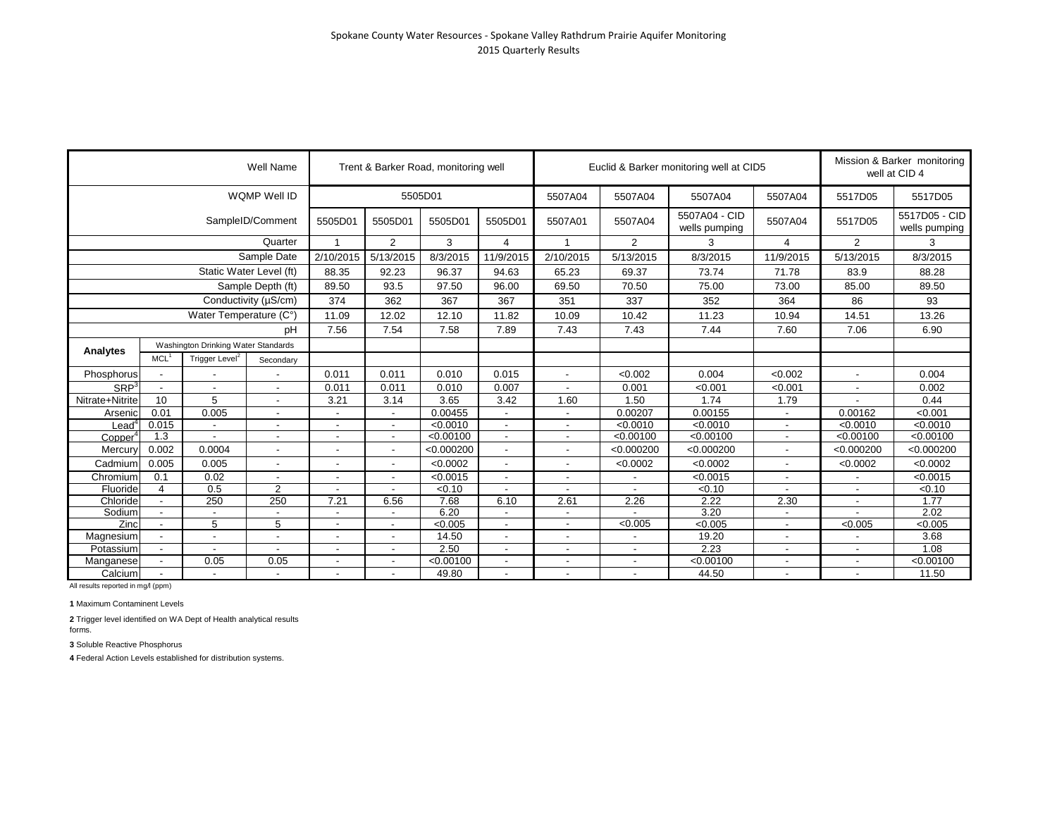Spokane County Water Resources - Spokane Valley Rathdrum Prairie Aquifer Monitoring
2015 Quarterly Results

| | | | Well Name | Trent & Barker Road, monitoring well | | | | Euclid & Barker monitoring well at CID5 | | | | Mission & Barker monitoring well at CID 4 | |
|---|---|---|---|---|---|---|---|---|---|---|---|---|---|
| | | | WQMP Well ID | 5505D01 | | | | 5507A04 | 5507A04 | 5507A04 | 5507A04 | 5517D05 | 5517D05 |
| | | | SampleID/Comment | 5505D01 | 5505D01 | 5505D01 | 5505D01 | 5507A01 | 5507A04 | 5507A04 - CID wells pumping | 5507A04 | 5517D05 | 5517D05 - CID wells pumping |
| | | | Quarter | 1 | 2 | 3 | 4 | 1 | 2 | 3 | 4 | 2 | 3 |
| | | | Sample Date | 2/10/2015 | 5/13/2015 | 8/3/2015 | 11/9/2015 | 2/10/2015 | 5/13/2015 | 8/3/2015 | 11/9/2015 | 5/13/2015 | 8/3/2015 |
| | | | Static Water Level (ft) | 88.35 | 92.23 | 96.37 | 94.63 | 65.23 | 69.37 | 73.74 | 71.78 | 83.9 | 88.28 |
| | | | Sample Depth (ft) | 89.50 | 93.5 | 97.50 | 96.00 | 69.50 | 70.50 | 75.00 | 73.00 | 85.00 | 89.50 |
| | | | Conductivity (µS/cm) | 374 | 362 | 367 | 367 | 351 | 337 | 352 | 364 | 86 | 93 |
| | | | Water Temperature (C°) | 11.09 | 12.02 | 12.10 | 11.82 | 10.09 | 10.42 | 11.23 | 10.94 | 14.51 | 13.26 |
| | | | pH | 7.56 | 7.54 | 7.58 | 7.89 | 7.43 | 7.43 | 7.44 | 7.60 | 7.06 | 6.90 |
| Analytes | Washington Drinking Water Standards | | | | | | | | | | | | |
| | MCL[1] | Trigger Level[2] | Secondary | | | | | | | | | | |
| Phosphorus | - | - | - | 0.011 | 0.011 | 0.010 | 0.015 | - | <0.002 | 0.004 | <0.002 | - | 0.004 |
| SRP[3] | - | - | - | 0.011 | 0.011 | 0.010 | 0.007 | - | 0.001 | <0.001 | <0.001 | - | 0.002 |
| Nitrate+Nitrite | 10 | 5 | - | 3.21 | 3.14 | 3.65 | 3.42 | 1.60 | 1.50 | 1.74 | 1.79 | - | 0.44 |
| Arsenic | 0.01 | 0.005 | - | - | - | 0.00455 | - | - | 0.00207 | 0.00155 | - | 0.00162 | <0.001 |
| Lead[4] | 0.015 | - | - | - | - | <0.0010 | - | - | <0.0010 | <0.0010 | - | <0.0010 | <0.0010 |
| Copper[4] | 1.3 | - | - | - | - | <0.00100 | - | - | <0.00100 | <0.00100 | - | <0.00100 | <0.00100 |
| Mercury | 0.002 | 0.0004 | - | - | - | <0.000200 | - | - | <0.000200 | <0.000200 | - | <0.000200 | <0.000200 |
| Cadmium | 0.005 | 0.005 | - | - | - | <0.0002 | - | - | <0.0002 | <0.0002 | - | <0.0002 | <0.0002 |
| Chromium | 0.1 | 0.02 | - | - | - | <0.0015 | - | - | - | <0.0015 | - | - | <0.0015 |
| Fluoride | 4 | 0.5 | 2 | - | - | <0.10 | - | - | - | <0.10 | - | - | <0.10 |
| Chloride | - | 250 | 250 | 7.21 | 6.56 | 7.68 | 6.10 | 2.61 | 2.26 | 2.22 | 2.30 | - | 1.77 |
| Sodium | - | - | - | - | - | 6.20 | - | - | - | 3.20 | - | - | 2.02 |
| Zinc | - | 5 | 5 | - | - | <0.005 | - | - | <0.005 | <0.005 | - | <0.005 | <0.005 |
| Magnesium | - | - | - | - | - | 14.50 | - | - | - | 19.20 | - | - | 3.68 |
| Potassium | - | - | - | - | - | 2.50 | - | - | - | 2.23 | - | - | 1.08 |
| Manganese | - | 0.05 | 0.05 | - | - | <0.00100 | - | - | - | <0.00100 | - | - | <0.00100 |
| Calcium | - | - | - | - | - | 49.80 | - | - | - | 44.50 | - | - | 11.50 |

All results reported in mg/l (ppm)

**1** Maximum Contaminent Levels

**2** Trigger level identified on WA Dept of Health analytical results forms.

**3** Soluble Reactive Phosphorus

**4** Federal Action Levels established for distribution systems.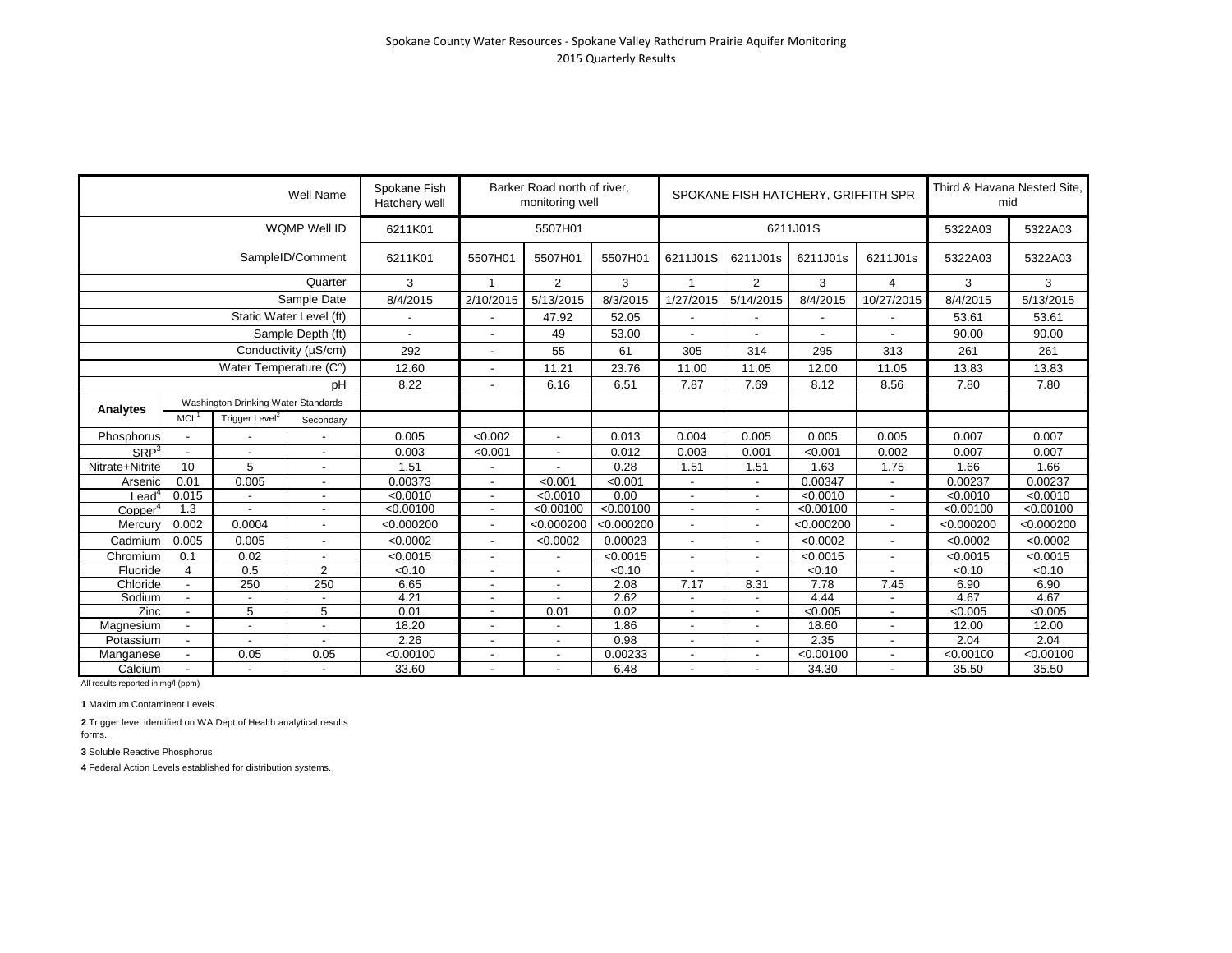Spokane County Water Resources - Spokane Valley Rathdrum Prairie Aquifer Monitoring
2015 Quarterly Results

| | | | Well Name | Spokane Fish Hatchery well | Barker Road north of river, monitoring well | | | SPOKANE FISH HATCHERY, GRIFFITH SPR | | | | Third & Havana Nested Site, mid | |
|---|---|---|---|---|---|---|---|---|---|---|---|---|---|
| | | | WQMP Well ID | 6211K01 | 5507H01 | | | 6211J01S | | | | 5322A03 | 5322A03 |
| | | | SampleID/Comment | 6211K01 | 5507H01 | 5507H01 | 5507H01 | 6211J01S | 6211J01s | 6211J01s | 6211J01s | 5322A03 | 5322A03 |
| | | | Quarter | 3 | 1 | 2 | 3 | 1 | 2 | 3 | 4 | 3 | 3 |
| | | | Sample Date | 8/4/2015 | 2/10/2015 | 5/13/2015 | 8/3/2015 | 1/27/2015 | 5/14/2015 | 8/4/2015 | 10/27/2015 | 8/4/2015 | 5/13/2015 |
| | | | Static Water Level (ft) | - | - | 47.92 | 52.05 | - | - | - | - | 53.61 | 53.61 |
| | | | Sample Depth (ft) | - | - | 49 | 53.00 | - | - | - | - | 90.00 | 90.00 |
| | | | Conductivity (µS/cm) | 292 | - | 55 | 61 | 305 | 314 | 295 | 313 | 261 | 261 |
| | | | Water Temperature (C°) | 12.60 | - | 11.21 | 23.76 | 11.00 | 11.05 | 12.00 | 11.05 | 13.83 | 13.83 |
| | | | pH | 8.22 | - | 6.16 | 6.51 | 7.87 | 7.69 | 8.12 | 8.56 | 7.80 | 7.80 |
| Analytes | Washington Drinking Water Standards | | | | | | | | | | | | |
| | MCL[1] | Trigger Level[2] | Secondary | | | | | | | | | | |
| Phosphorus | - | - | - | 0.005 | <0.002 | - | 0.013 | 0.004 | 0.005 | 0.005 | 0.005 | 0.007 | 0.007 |
| SRP[3] | - | - | - | 0.003 | <0.001 | - | 0.012 | 0.003 | 0.001 | <0.001 | 0.002 | 0.007 | 0.007 |
| Nitrate+Nitrite | 10 | 5 | - | 1.51 | - | - | 0.28 | 1.51 | 1.51 | 1.63 | 1.75 | 1.66 | 1.66 |
| Arsenic | 0.01 | 0.005 | - | 0.00373 | - | <0.001 | <0.001 | - | - | 0.00347 | - | 0.00237 | 0.00237 |
| Lead[4] | 0.015 | - | - | <0.0010 | - | <0.0010 | 0.00 | - | - | <0.0010 | - | <0.0010 | <0.0010 |
| Copper[4] | 1.3 | - | - | <0.00100 | - | <0.00100 | <0.00100 | - | - | <0.00100 | - | <0.00100 | <0.00100 |
| Mercury | 0.002 | 0.0004 | - | <0.000200 | - | <0.000200 | <0.000200 | - | - | <0.000200 | - | <0.000200 | <0.000200 |
| Cadmium | 0.005 | 0.005 | - | <0.0002 | - | <0.0002 | 0.00023 | - | - | <0.0002 | - | <0.0002 | <0.0002 |
| Chromium | 0.1 | 0.02 | - | <0.0015 | - | - | <0.0015 | - | - | <0.0015 | - | <0.0015 | <0.0015 |
| Fluoride | 4 | 0.5 | 2 | <0.10 | - | - | <0.10 | - | - | <0.10 | - | <0.10 | <0.10 |
| Chloride | - | 250 | 250 | 6.65 | - | - | 2.08 | 7.17 | 8.31 | 7.78 | 7.45 | 6.90 | 6.90 |
| Sodium | - | - | - | 4.21 | - | - | 2.62 | - | - | 4.44 | - | 4.67 | 4.67 |
| Zinc | - | 5 | 5 | 0.01 | - | 0.01 | 0.02 | - | - | <0.005 | - | <0.005 | <0.005 |
| Magnesium | - | - | - | 18.20 | - | - | 1.86 | - | - | 18.60 | - | 12.00 | 12.00 |
| Potassium | - | - | - | 2.26 | - | - | 0.98 | - | - | 2.35 | - | 2.04 | 2.04 |
| Manganese | - | 0.05 | 0.05 | <0.00100 | - | - | 0.00233 | - | - | <0.00100 | - | <0.00100 | <0.00100 |
| Calcium | - | - | - | 33.60 | - | - | 6.48 | - | - | 34.30 | - | 35.50 | 35.50 |

All results reported in mg/l (ppm)

**1** Maximum Contaminent Levels

**2** Trigger level identified on WA Dept of Health analytical results forms.

**3** Soluble Reactive Phosphorus

**4** Federal Action Levels established for distribution systems.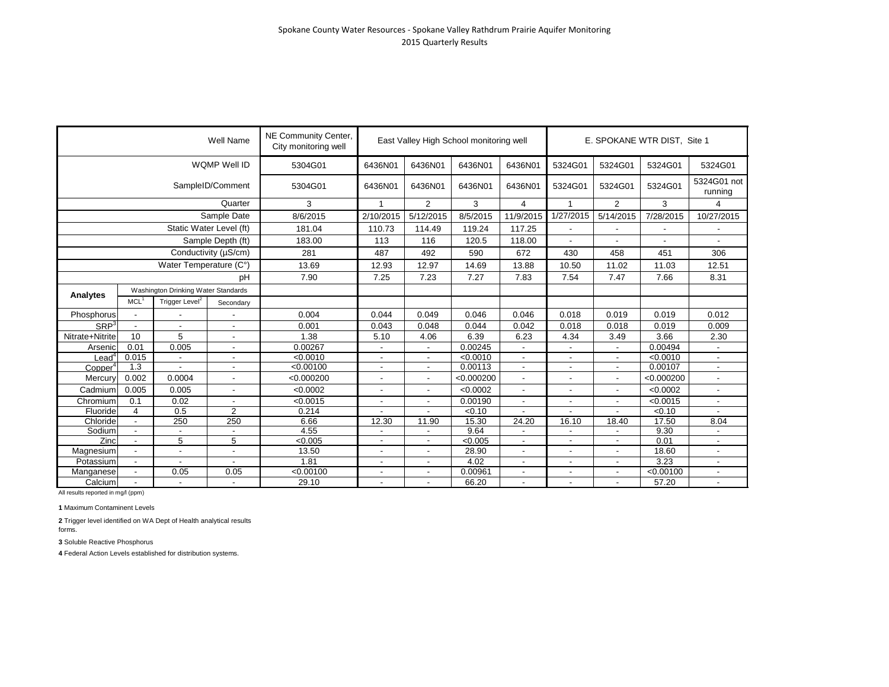Spokane County Water Resources - Spokane Valley Rathdrum Prairie Aquifer Monitoring
2015 Quarterly Results

| | | | Well Name | NE Community Center, City monitoring well | East Valley High School monitoring well | | | | E. SPOKANE WTR DIST, Site 1 | | | |
|---|---|---|---|---|---|---|---|---|---|---|---|---|
| | | | WQMP Well ID | 5304G01 | 6436N01 | 6436N01 | 6436N01 | 6436N01 | 5324G01 | 5324G01 | 5324G01 | 5324G01 |
| | | | SampleID/Comment | 5304G01 | 6436N01 | 6436N01 | 6436N01 | 6436N01 | 5324G01 | 5324G01 | 5324G01 | 5324G01 not running |
| | | | Quarter | 3 | 1 | 2 | 3 | 4 | 1 | 2 | 3 | 4 |
| | | | Sample Date | 8/6/2015 | 2/10/2015 | 5/12/2015 | 8/5/2015 | 11/9/2015 | 1/27/2015 | 5/14/2015 | 7/28/2015 | 10/27/2015 |
| | | | Static Water Level (ft) | 181.04 | 110.73 | 114.49 | 119.24 | 117.25 | - | - | - | - |
| | | | Sample Depth (ft) | 183.00 | 113 | 116 | 120.5 | 118.00 | - | - | - | - |
| | | | Conductivity (µS/cm) | 281 | 487 | 492 | 590 | 672 | 430 | 458 | 451 | 306 |
| | | | Water Temperature (C°) | 13.69 | 12.93 | 12.97 | 14.69 | 13.88 | 10.50 | 11.02 | 11.03 | 12.51 |
| | | | pH | 7.90 | 7.25 | 7.23 | 7.27 | 7.83 | 7.54 | 7.47 | 7.66 | 8.31 |
| Analytes | Washington Drinking Water Standards | | | | | | | | | | | |
| | MCL[1] | Trigger Level[2] | Secondary | | | | | | | | | |
| Phosphorus | - | - | - | 0.004 | 0.044 | 0.049 | 0.046 | 0.046 | 0.018 | 0.019 | 0.019 | 0.012 |
| SRP[3] | - | - | - | 0.001 | 0.043 | 0.048 | 0.044 | 0.042 | 0.018 | 0.018 | 0.019 | 0.009 |
| Nitrate+Nitrite | 10 | 5 | - | 1.38 | 5.10 | 4.06 | 6.39 | 6.23 | 4.34 | 3.49 | 3.66 | 2.30 |
| Arsenic | 0.01 | 0.005 | - | 0.00267 | - | - | 0.00245 | - | - | - | 0.00494 | - |
| Lead[4] | 0.015 | - | - | <0.0010 | - | - | <0.0010 | - | - | - | <0.0010 | - |
| Copper[4] | 1.3 | - | - | <0.00100 | - | - | 0.00113 | - | - | - | 0.00107 | - |
| Mercury | 0.002 | 0.0004 | - | <0.000200 | - | - | <0.000200 | - | - | - | <0.000200 | - |
| Cadmium | 0.005 | 0.005 | - | <0.0002 | - | - | <0.0002 | - | - | - | <0.0002 | - |
| Chromium | 0.1 | 0.02 | - | <0.0015 | - | - | 0.00190 | - | - | - | <0.0015 | - |
| Fluoride | 4 | 0.5 | 2 | 0.214 | - | - | <0.10 | - | - | - | <0.10 | - |
| Chloride | - | 250 | 250 | 6.66 | 12.30 | 11.90 | 15.30 | 24.20 | 16.10 | 18.40 | 17.50 | 8.04 |
| Sodium | - | - | - | 4.55 | - | - | 9.64 | - | - | - | 9.30 | - |
| Zinc | - | 5 | 5 | <0.005 | - | - | <0.005 | - | - | - | 0.01 | - |
| Magnesium | - | - | - | 13.50 | - | - | 28.90 | - | - | - | 18.60 | - |
| Potassium | - | - | - | 1.81 | - | - | 4.02 | - | - | - | 3.23 | - |
| Manganese | - | 0.05 | 0.05 | <0.00100 | - | - | 0.00961 | - | - | - | <0.00100 | - |
| Calcium | - | - | - | 29.10 | - | - | 66.20 | - | - | - | 57.20 | - |

All results reported in mg/l (ppm)

**1** Maximum Contaminent Levels

**2** Trigger level identified on WA Dept of Health analytical results forms.

**3** Soluble Reactive Phosphorus

**4** Federal Action Levels established for distribution systems.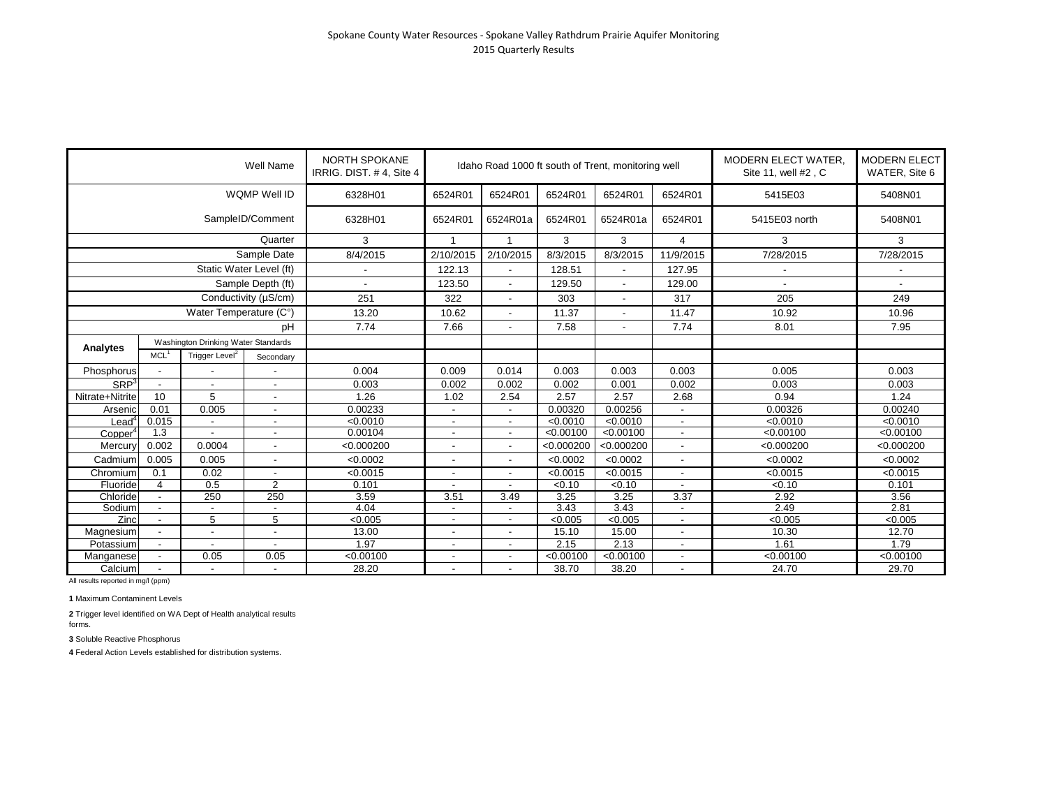Spokane County Water Resources - Spokane Valley Rathdrum Prairie Aquifer Monitoring
2015 Quarterly Results

| | | | Well Name | NORTH SPOKANE IRRIG. DIST. # 4, Site 4 | Idaho Road 1000 ft south of Trent, monitoring well | | | | | MODERN ELECT WATER, Site 11, well #2 , C | MODERN ELECT WATER, Site 6 |
|---|---|---|---|---|---|---|---|---|---|---|---|
| | | | WQMP Well ID | 6328H01 | 6524R01 | 6524R01 | 6524R01 | 6524R01 | 6524R01 | 5415E03 | 5408N01 |
| | | | SampleID/Comment | 6328H01 | 6524R01 | 6524R01a | 6524R01 | 6524R01a | 6524R01 | 5415E03 north | 5408N01 |
| | | | Quarter | 3 | 1 | 1 | 3 | 3 | 4 | 3 | 3 |
| | | | Sample Date | 8/4/2015 | 2/10/2015 | 2/10/2015 | 8/3/2015 | 8/3/2015 | 11/9/2015 | 7/28/2015 | 7/28/2015 |
| | | | Static Water Level (ft) | - | 122.13 | - | 128.51 | - | 127.95 | - | - |
| | | | Sample Depth (ft) | - | 123.50 | - | 129.50 | - | 129.00 | - | - |
| | | | Conductivity (µS/cm) | 251 | 322 | - | 303 | - | 317 | 205 | 249 |
| | | | Water Temperature (C°) | 13.20 | 10.62 | - | 11.37 | - | 11.47 | 10.92 | 10.96 |
| | | | pH | 7.74 | 7.66 | - | 7.58 | - | 7.74 | 8.01 | 7.95 |
| **Analytes** | Washington Drinking Water Standards | | | | | | | | | | |
| | MCL[1] | Trigger Level[2] | Secondary | | | | | | | | |
| Phosphorus | - | - | - | 0.004 | 0.009 | 0.014 | 0.003 | 0.003 | 0.003 | 0.005 | 0.003 |
| SRP[3] | - | - | - | 0.003 | 0.002 | 0.002 | 0.002 | 0.001 | 0.002 | 0.003 | 0.003 |
| Nitrate+Nitrite | 10 | 5 | - | 1.26 | 1.02 | 2.54 | 2.57 | 2.57 | 2.68 | 0.94 | 1.24 |
| Arsenic | 0.01 | 0.005 | - | 0.00233 | - | - | 0.00320 | 0.00256 | - | 0.00326 | 0.00240 |
| Lead[4] | 0.015 | - | - | <0.0010 | - | - | <0.0010 | <0.0010 | - | <0.0010 | <0.0010 |
| Copper[4] | 1.3 | - | - | 0.00104 | - | - | <0.00100 | <0.00100 | - | <0.00100 | <0.00100 |
| Mercury | 0.002 | 0.0004 | - | <0.000200 | - | - | <0.000200 | <0.000200 | - | <0.000200 | <0.000200 |
| Cadmium | 0.005 | 0.005 | - | <0.0002 | - | - | <0.0002 | <0.0002 | - | <0.0002 | <0.0002 |
| Chromium | 0.1 | 0.02 | - | <0.0015 | - | - | <0.0015 | <0.0015 | - | <0.0015 | <0.0015 |
| Fluoride | 4 | 0.5 | 2 | 0.101 | - | - | <0.10 | <0.10 | - | <0.10 | 0.101 |
| Chloride | - | 250 | 250 | 3.59 | 3.51 | 3.49 | 3.25 | 3.25 | 3.37 | 2.92 | 3.56 |
| Sodium | - | - | - | 4.04 | - | - | 3.43 | 3.43 | - | 2.49 | 2.81 |
| Zinc | - | 5 | 5 | <0.005 | - | - | <0.005 | <0.005 | - | <0.005 | <0.005 |
| Magnesium | - | - | - | 13.00 | - | - | 15.10 | 15.00 | - | 10.30 | 12.70 |
| Potassium | - | - | - | 1.97 | - | - | 2.15 | 2.13 | - | 1.61 | 1.79 |
| Manganese | - | 0.05 | 0.05 | <0.00100 | - | - | <0.00100 | <0.00100 | - | <0.00100 | <0.00100 |
| Calcium | - | - | - | 28.20 | - | - | 38.70 | 38.20 | - | 24.70 | 29.70 |

All results reported in mg/l (ppm)

**1** Maximum Contaminent Levels

**2** Trigger level identified on WA Dept of Health analytical results forms.

**3** Soluble Reactive Phosphorus

**4** Federal Action Levels established for distribution systems.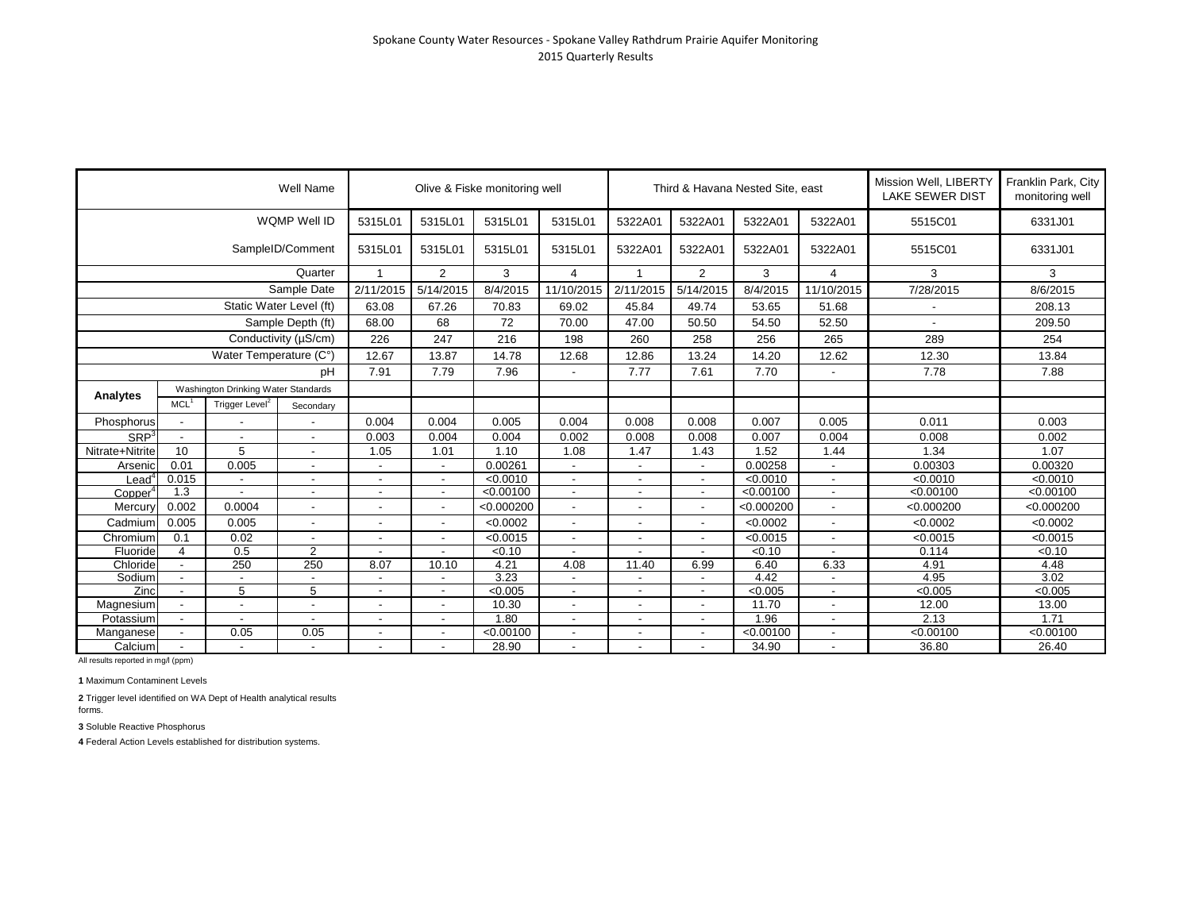Spokane County Water Resources - Spokane Valley Rathdrum Prairie Aquifer Monitoring
2015 Quarterly Results

| | | | Well Name | Olive & Fiske monitoring well | | | | Third & Havana Nested Site, east | | | | Mission Well, LIBERTY LAKE SEWER DIST | Franklin Park, City monitoring well |
|---|---|---|---|---|---|---|---|---|---|---|---|---|---|
| | | | WQMP Well ID | 5315L01 | 5315L01 | 5315L01 | 5315L01 | 5322A01 | 5322A01 | 5322A01 | 5322A01 | 5515C01 | 6331J01 |
| | | | SampleID/Comment | 5315L01 | 5315L01 | 5315L01 | 5315L01 | 5322A01 | 5322A01 | 5322A01 | 5322A01 | 5515C01 | 6331J01 |
| | | | Quarter | 1 | 2 | 3 | 4 | 1 | 2 | 3 | 4 | 3 | 3 |
| | | | Sample Date | 2/11/2015 | 5/14/2015 | 8/4/2015 | 11/10/2015 | 2/11/2015 | 5/14/2015 | 8/4/2015 | 11/10/2015 | 7/28/2015 | 8/6/2015 |
| | | | Static Water Level (ft) | 63.08 | 67.26 | 70.83 | 69.02 | 45.84 | 49.74 | 53.65 | 51.68 | - | 208.13 |
| | | | Sample Depth (ft) | 68.00 | 68 | 72 | 70.00 | 47.00 | 50.50 | 54.50 | 52.50 | - | 209.50 |
| | | | Conductivity (µS/cm) | 226 | 247 | 216 | 198 | 260 | 258 | 256 | 265 | 289 | 254 |
| | | | Water Temperature (C°) | 12.67 | 13.87 | 14.78 | 12.68 | 12.86 | 13.24 | 14.20 | 12.62 | 12.30 | 13.84 |
| | | | pH | 7.91 | 7.79 | 7.96 | - | 7.77 | 7.61 | 7.70 | - | 7.78 | 7.88 |
| Analytes | Washington Drinking Water Standards | | | | | | | | | | | | |
| | MCL[1] | Trigger Level[2] | Secondary | | | | | | | | | | |
| Phosphorus | - | - | - | 0.004 | 0.004 | 0.005 | 0.004 | 0.008 | 0.008 | 0.007 | 0.005 | 0.011 | 0.003 |
| SRP[3] | - | - | - | 0.003 | 0.004 | 0.004 | 0.002 | 0.008 | 0.008 | 0.007 | 0.004 | 0.008 | 0.002 |
| Nitrate+Nitrite | 10 | 5 | - | 1.05 | 1.01 | 1.10 | 1.08 | 1.47 | 1.43 | 1.52 | 1.44 | 1.34 | 1.07 |
| Arsenic | 0.01 | 0.005 | - | - | - | 0.00261 | - | - | - | 0.00258 | - | 0.00303 | 0.00320 |
| Lead[4] | 0.015 | - | - | - | - | <0.0010 | - | - | - | <0.0010 | - | <0.0010 | <0.0010 |
| Copper[4] | 1.3 | - | - | - | - | <0.00100 | - | - | - | <0.00100 | - | <0.00100 | <0.00100 |
| Mercury | 0.002 | 0.0004 | - | - | - | <0.000200 | - | - | - | <0.000200 | - | <0.000200 | <0.000200 |
| Cadmium | 0.005 | 0.005 | - | - | - | <0.0002 | - | - | - | <0.0002 | - | <0.0002 | <0.0002 |
| Chromium | 0.1 | 0.02 | - | - | - | <0.0015 | - | - | - | <0.0015 | - | <0.0015 | <0.0015 |
| Fluoride | 4 | 0.5 | 2 | - | - | <0.10 | - | - | - | <0.10 | - | 0.114 | <0.10 |
| Chloride | - | 250 | 250 | 8.07 | 10.10 | 4.21 | 4.08 | 11.40 | 6.99 | 6.40 | 6.33 | 4.91 | 4.48 |
| Sodium | - | - | - | - | - | 3.23 | - | - | - | 4.42 | - | 4.95 | 3.02 |
| Zinc | - | 5 | 5 | - | - | <0.005 | - | - | - | <0.005 | - | <0.005 | <0.005 |
| Magnesium | - | - | - | - | - | 10.30 | - | - | - | 11.70 | - | 12.00 | 13.00 |
| Potassium | - | - | - | - | - | 1.80 | - | - | - | 1.96 | - | 2.13 | 1.71 |
| Manganese | - | 0.05 | 0.05 | - | - | <0.00100 | - | - | - | <0.00100 | - | <0.00100 | <0.00100 |
| Calcium | - | - | - | - | - | 28.90 | - | - | - | 34.90 | - | 36.80 | 26.40 |

All results reported in mg/l (ppm)

**1** Maximum Contaminent Levels

**2** Trigger level identified on WA Dept of Health analytical results forms.

**3** Soluble Reactive Phosphorus

**4** Federal Action Levels established for distribution systems.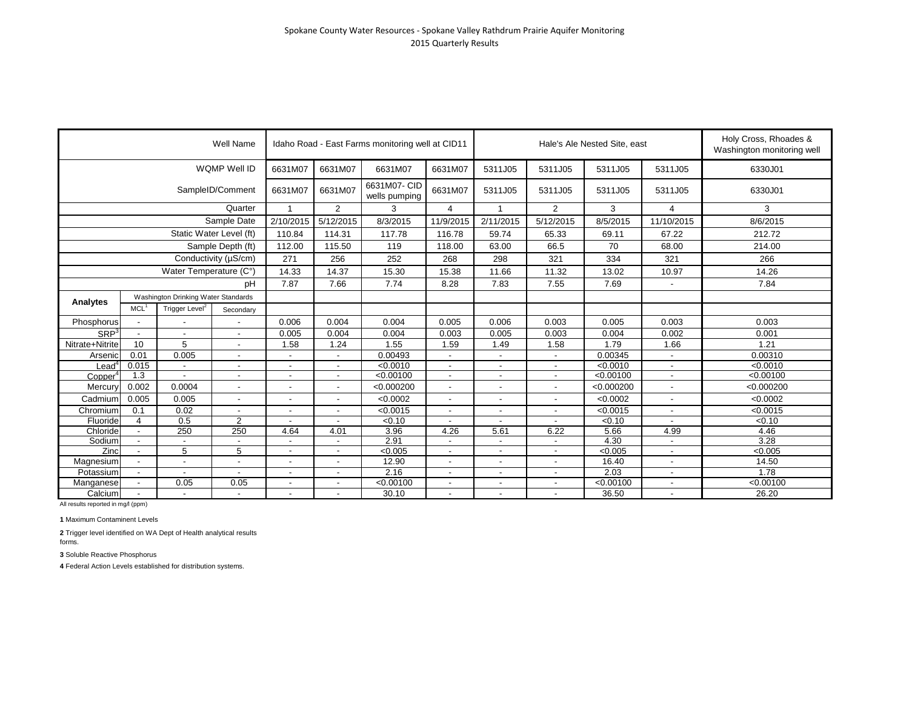# Spokane County Water Resources - Spokane Valley Rathdrum Prairie Aquifer Monitoring
## 2015 Quarterly Results

| | | | Well Name | Idaho Road - East Farms monitoring well at CID11 | | | | Hale's Ale Nested Site, east | | | | Holy Cross, Rhoades & Washington monitoring well |
|---|---|---|---|---|---|---|---|---|---|---|---|---|
| | | | WQMP Well ID | 6631M07 | 6631M07 | 6631M07 | 6631M07 | 5311J05 | 5311J05 | 5311J05 | 5311J05 | 6330J01 |
| | | | SampleID/Comment | 6631M07 | 6631M07 | 6631M07- CID wells pumping | 6631M07 | 5311J05 | 5311J05 | 5311J05 | 5311J05 | 6330J01 |
| | | | Quarter | 1 | 2 | 3 | 4 | 1 | 2 | 3 | 4 | 3 |
| | | | Sample Date | 2/10/2015 | 5/12/2015 | 8/3/2015 | 11/9/2015 | 2/11/2015 | 5/12/2015 | 8/5/2015 | 11/10/2015 | 8/6/2015 |
| | | | Static Water Level (ft) | 110.84 | 114.31 | 117.78 | 116.78 | 59.74 | 65.33 | 69.11 | 67.22 | 212.72 |
| | | | Sample Depth (ft) | 112.00 | 115.50 | 119 | 118.00 | 63.00 | 66.5 | 70 | 68.00 | 214.00 |
| | | | Conductivity (µS/cm) | 271 | 256 | 252 | 268 | 298 | 321 | 334 | 321 | 266 |
| | | | Water Temperature (C°) | 14.33 | 14.37 | 15.30 | 15.38 | 11.66 | 11.32 | 13.02 | 10.97 | 14.26 |
| | | | pH | 7.87 | 7.66 | 7.74 | 8.28 | 7.83 | 7.55 | 7.69 | - | 7.84 |
| **Analytes** | Washington Drinking Water Standards | | | | | | | | | | | |
| | MCL[1] | Trigger Level[2] | Secondary | | | | | | | | | |
| Phosphorus | - | - | - | 0.006 | 0.004 | 0.004 | 0.005 | 0.006 | 0.003 | 0.005 | 0.003 | 0.003 |
| SRP[3] | - | - | - | 0.005 | 0.004 | 0.004 | 0.003 | 0.005 | 0.003 | 0.004 | 0.002 | 0.001 |
| Nitrate+Nitrite | 10 | 5 | - | 1.58 | 1.24 | 1.55 | 1.59 | 1.49 | 1.58 | 1.79 | 1.66 | 1.21 |
| Arsenic | 0.01 | 0.005 | - | - | - | 0.00493 | - | - | - | 0.00345 | - | 0.00310 |
| Lead[4] | 0.015 | - | - | - | - | <0.0010 | - | - | - | <0.0010 | - | <0.0010 |
| Copper[4] | 1.3 | - | - | - | - | <0.00100 | - | - | - | <0.00100 | - | <0.00100 |
| Mercury | 0.002 | 0.0004 | - | - | - | <0.000200 | - | - | - | <0.000200 | - | <0.000200 |
| Cadmium | 0.005 | 0.005 | - | - | - | <0.0002 | - | - | - | <0.0002 | - | <0.0002 |
| Chromium | 0.1 | 0.02 | - | - | - | <0.0015 | - | - | - | <0.0015 | - | <0.0015 |
| Fluoride | 4 | 0.5 | 2 | - | - | <0.10 | - | - | - | <0.10 | - | <0.10 |
| Chloride | - | 250 | 250 | 4.64 | 4.01 | 3.96 | 4.26 | 5.61 | 6.22 | 5.66 | 4.99 | 4.46 |
| Sodium | - | - | - | - | - | 2.91 | - | - | - | 4.30 | - | 3.28 |
| Zinc | - | 5 | 5 | - | - | <0.005 | - | - | - | <0.005 | - | <0.005 |
| Magnesium | - | - | - | - | - | 12.90 | - | - | - | 16.40 | - | 14.50 |
| Potassium | - | - | - | - | - | 2.16 | - | - | - | 2.03 | - | 1.78 |
| Manganese | - | 0.05 | 0.05 | - | - | <0.00100 | - | - | - | <0.00100 | - | <0.00100 |
| Calcium | - | - | - | - | - | 30.10 | - | - | - | 36.50 | - | 26.20 |

All results reported in mg/l (ppm)

**1** Maximum Contaminent Levels

**2** Trigger level identified on WA Dept of Health analytical results forms.

**3** Soluble Reactive Phosphorus

**4** Federal Action Levels established for distribution systems.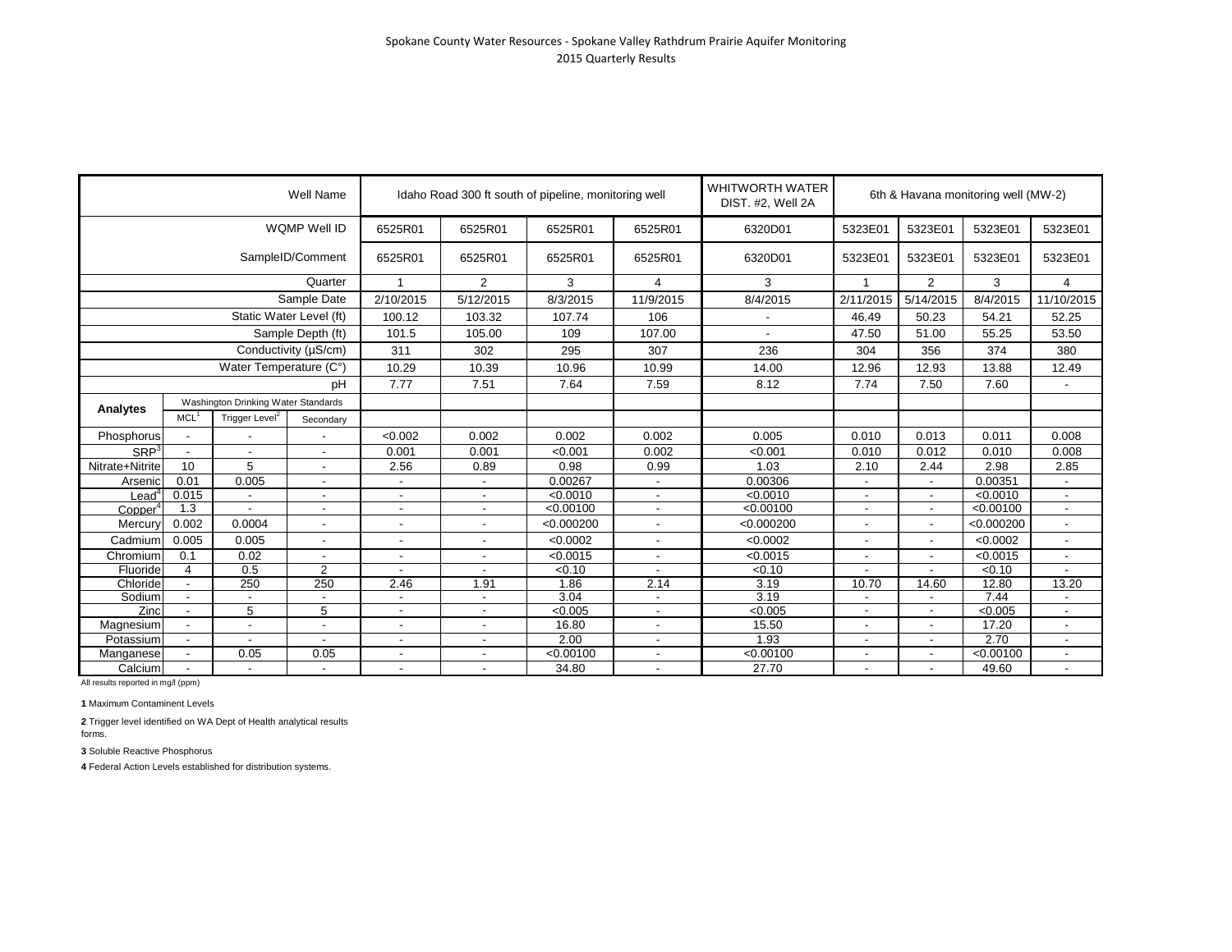Spokane County Water Resources - Spokane Valley Rathdrum Prairie Aquifer Monitoring
2015 Quarterly Results

| | | | Well Name | Idaho Road 300 ft south of pipeline, monitoring well | | | | WHITWORTH WATER DIST. #2, Well 2A | 6th & Havana monitoring well (MW-2) | | | |
|---|---|---|---|---|---|---|---|---|---|---|---|---|
| | | | WQMP Well ID | 6525R01 | 6525R01 | 6525R01 | 6525R01 | 6320D01 | 5323E01 | 5323E01 | 5323E01 | 5323E01 |
| | | | SampleID/Comment | 6525R01 | 6525R01 | 6525R01 | 6525R01 | 6320D01 | 5323E01 | 5323E01 | 5323E01 | 5323E01 |
| | | | Quarter | 1 | 2 | 3 | 4 | 3 | 1 | 2 | 3 | 4 |
| | | | Sample Date | 2/10/2015 | 5/12/2015 | 8/3/2015 | 11/9/2015 | 8/4/2015 | 2/11/2015 | 5/14/2015 | 8/4/2015 | 11/10/2015 |
| | | | Static Water Level (ft) | 100.12 | 103.32 | 107.74 | 106 | - | 46.49 | 50.23 | 54.21 | 52.25 |
| | | | Sample Depth (ft) | 101.5 | 105.00 | 109 | 107.00 | - | 47.50 | 51.00 | 55.25 | 53.50 |
| | | | Conductivity (µS/cm) | 311 | 302 | 295 | 307 | 236 | 304 | 356 | 374 | 380 |
| | | | Water Temperature (C°) | 10.29 | 10.39 | 10.96 | 10.99 | 14.00 | 12.96 | 12.93 | 13.88 | 12.49 |
| | | | pH | 7.77 | 7.51 | 7.64 | 7.59 | 8.12 | 7.74 | 7.50 | 7.60 | - |
| Analytes | Washington Drinking Water Standards | | | | | | | | | | | |
| | MCL[1] | Trigger Level[2] | Secondary | | | | | | | | | |
| Phosphorus | - | - | - | <0.002 | 0.002 | 0.002 | 0.002 | 0.005 | 0.010 | 0.013 | 0.011 | 0.008 |
| SRP[3] | - | - | - | 0.001 | 0.001 | <0.001 | 0.002 | <0.001 | 0.010 | 0.012 | 0.010 | 0.008 |
| Nitrate+Nitrite | 10 | 5 | - | 2.56 | 0.89 | 0.98 | 0.99 | 1.03 | 2.10 | 2.44 | 2.98 | 2.85 |
| Arsenic | 0.01 | 0.005 | - | - | - | 0.00267 | - | 0.00306 | - | - | 0.00351 | - |
| Lead[4] | 0.015 | - | - | - | - | <0.0010 | - | <0.0010 | - | - | <0.0010 | - |
| Copper[4] | 1.3 | - | - | - | - | <0.00100 | - | <0.00100 | - | - | <0.00100 | - |
| Mercury | 0.002 | 0.0004 | - | - | - | <0.000200 | - | <0.000200 | - | - | <0.000200 | - |
| Cadmium | 0.005 | 0.005 | - | - | - | <0.0002 | - | <0.0002 | - | - | <0.0002 | - |
| Chromium | 0.1 | 0.02 | - | - | - | <0.0015 | - | <0.0015 | - | - | <0.0015 | - |
| Fluoride | 4 | 0.5 | 2 | - | - | <0.10 | - | <0.10 | - | - | <0.10 | - |
| Chloride | - | 250 | 250 | 2.46 | 1.91 | 1.86 | 2.14 | 3.19 | 10.70 | 14.60 | 12.80 | 13.20 |
| Sodium | - | - | - | - | - | 3.04 | - | 3.19 | - | - | 7.44 | - |
| Zinc | - | 5 | 5 | - | - | <0.005 | - | <0.005 | - | - | <0.005 | - |
| Magnesium | - | - | - | - | - | 16.80 | - | 15.50 | - | - | 17.20 | - |
| Potassium | - | - | - | - | - | 2.00 | - | 1.93 | - | - | 2.70 | - |
| Manganese | - | 0.05 | 0.05 | - | - | <0.00100 | - | <0.00100 | - | - | <0.00100 | - |
| Calcium | - | - | - | - | - | 34.80 | - | 27.70 | - | - | 49.60 | - |

All results reported in mg/l (ppm)

**1** Maximum Contaminent Levels

**2** Trigger level identified on WA Dept of Health analytical results forms.

**3** Soluble Reactive Phosphorus

**4** Federal Action Levels established for distribution systems.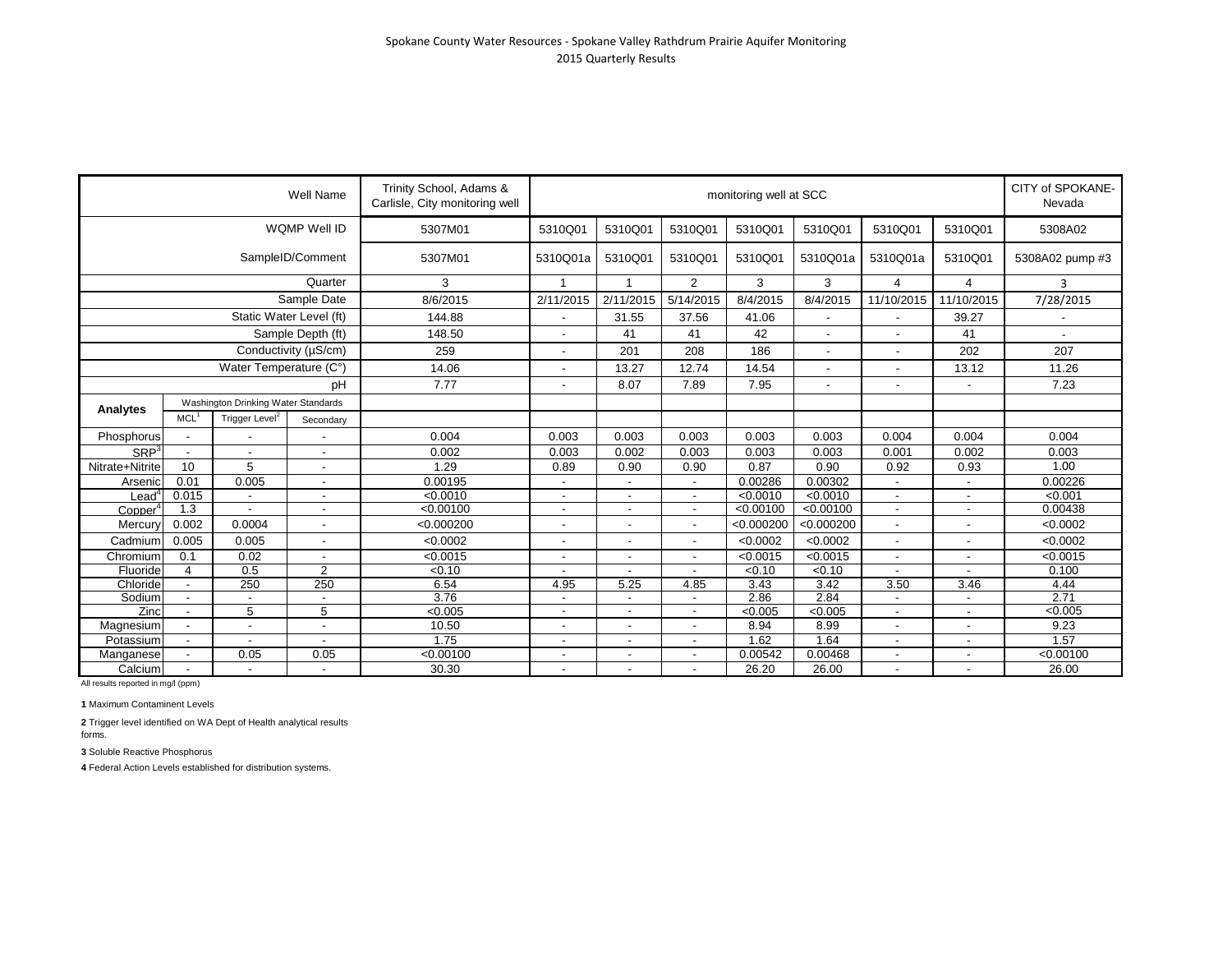Spokane County Water Resources - Spokane Valley Rathdrum Prairie Aquifer Monitoring
2015 Quarterly Results

| | | | Well Name | Trinity School, Adams & Carlisle, City monitoring well | monitoring well at SCC | | | | | | | CITY of SPOKANE-Nevada |
|---|---|---|---|---|---|---|---|---|---|---|---|---|
| | | | WQMP Well ID | 5307M01 | 5310Q01 | 5310Q01 | 5310Q01 | 5310Q01 | 5310Q01 | 5310Q01 | 5310Q01 | 5308A02 |
| | | | SampleID/Comment | 5307M01 | 5310Q01a | 5310Q01 | 5310Q01 | 5310Q01 | 5310Q01a | 5310Q01a | 5310Q01 | 5308A02 pump #3 |
| | | | Quarter | 3 | 1 | 1 | 2 | 3 | 3 | 4 | 4 | 3 |
| | | | Sample Date | 8/6/2015 | 2/11/2015 | 2/11/2015 | 5/14/2015 | 8/4/2015 | 8/4/2015 | 11/10/2015 | 11/10/2015 | 7/28/2015 |
| | | | Static Water Level (ft) | 144.88 | - | 31.55 | 37.56 | 41.06 | - | - | 39.27 | - |
| | | | Sample Depth (ft) | 148.50 | - | 41 | 41 | 42 | - | - | 41 | - |
| | | | Conductivity (µS/cm) | 259 | - | 201 | 208 | 186 | - | - | 202 | 207 |
| | | | Water Temperature (C°) | 14.06 | - | 13.27 | 12.74 | 14.54 | - | - | 13.12 | 11.26 |
| | | | pH | 7.77 | - | 8.07 | 7.89 | 7.95 | - | - | - | 7.23 |
| **Analytes** | Washington Drinking Water Standards | | | | | | | | | | | |
| | MCL[1] | Trigger Level[2] | Secondary | | | | | | | | | |
| Phosphorus | - | - | - | 0.004 | 0.003 | 0.003 | 0.003 | 0.003 | 0.003 | 0.004 | 0.004 | 0.004 |
| SRP[3] | - | - | - | 0.002 | 0.003 | 0.002 | 0.003 | 0.003 | 0.003 | 0.001 | 0.002 | 0.003 |
| Nitrate+Nitrite | 10 | 5 | - | 1.29 | 0.89 | 0.90 | 0.90 | 0.87 | 0.90 | 0.92 | 0.93 | 1.00 |
| Arsenic | 0.01 | 0.005 | - | 0.00195 | - | - | - | 0.00286 | 0.00302 | - | - | 0.00226 |
| Lead[4] | 0.015 | - | - | <0.0010 | - | - | - | <0.0010 | <0.0010 | - | - | <0.001 |
| Copper[4] | 1.3 | - | - | <0.00100 | - | - | - | <0.00100 | <0.00100 | - | - | 0.00438 |
| Mercury | 0.002 | 0.0004 | - | <0.000200 | - | - | - | <0.000200 | <0.000200 | - | - | <0.0002 |
| Cadmium | 0.005 | 0.005 | - | <0.0002 | - | - | - | <0.0002 | <0.0002 | - | - | <0.0002 |
| Chromium | 0.1 | 0.02 | - | <0.0015 | - | - | - | <0.0015 | <0.0015 | - | - | <0.0015 |
| Fluoride | 4 | 0.5 | 2 | <0.10 | - | - | - | <0.10 | <0.10 | - | - | 0.100 |
| Chloride | - | 250 | 250 | 6.54 | 4.95 | 5.25 | 4.85 | 3.43 | 3.42 | 3.50 | 3.46 | 4.44 |
| Sodium | - | - | - | 3.76 | - | - | - | 2.86 | 2.84 | - | - | 2.71 |
| Zinc | - | 5 | 5 | <0.005 | - | - | - | <0.005 | <0.005 | - | - | <0.005 |
| Magnesium | - | - | - | 10.50 | - | - | - | 8.94 | 8.99 | - | - | 9.23 |
| Potassium | - | - | - | 1.75 | - | - | - | 1.62 | 1.64 | - | - | 1.57 |
| Manganese | - | 0.05 | 0.05 | <0.00100 | - | - | - | 0.00542 | 0.00468 | - | - | <0.00100 |
| Calcium | - | - | - | 30.30 | - | - | - | 26.20 | 26.00 | - | - | 26.00 |

All results reported in mg/l (ppm)

**1** Maximum Contaminent Levels

**2** Trigger level identified on WA Dept of Health analytical results forms.

**3** Soluble Reactive Phosphorus

**4** Federal Action Levels established for distribution systems.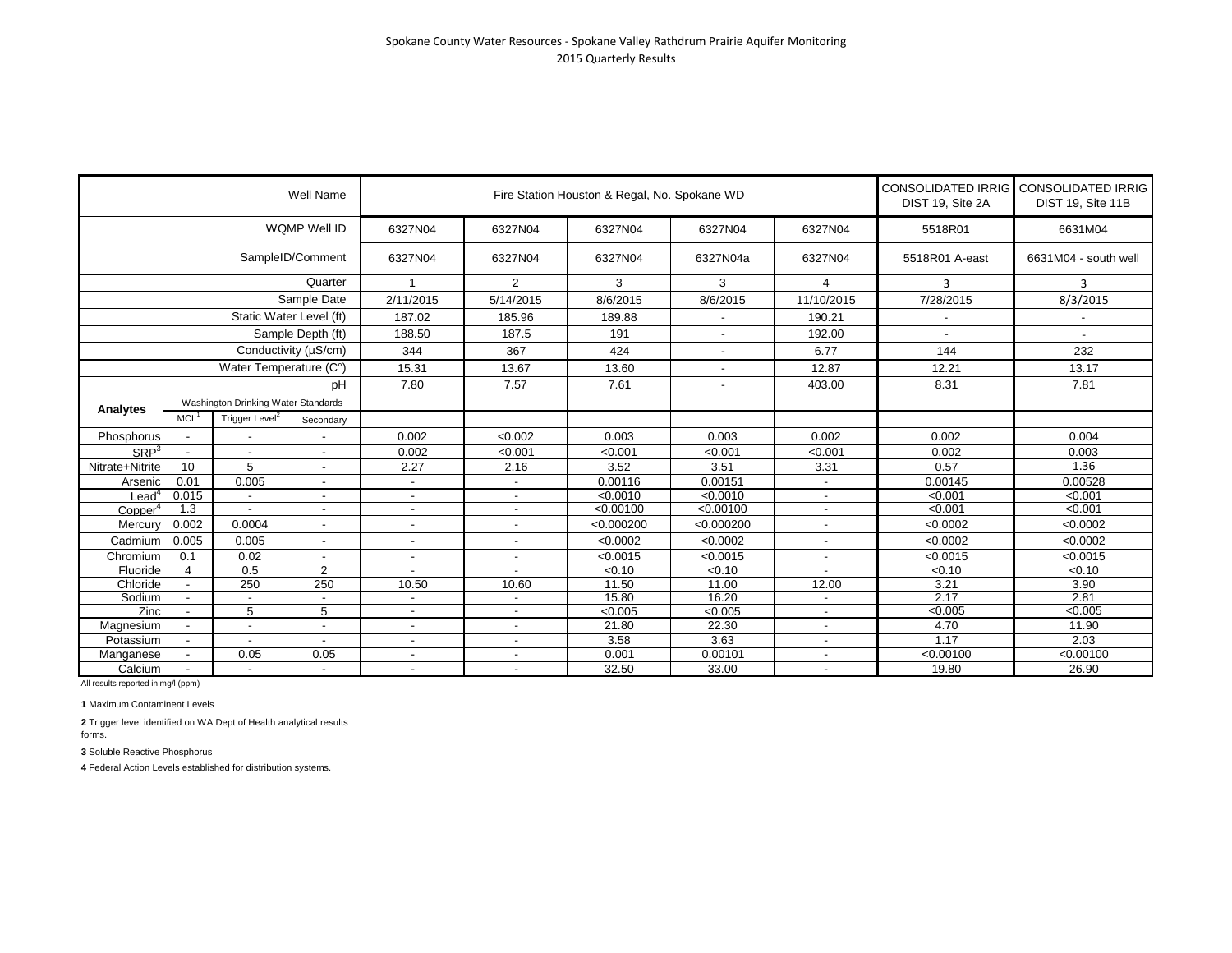Spokane County Water Resources - Spokane Valley Rathdrum Prairie Aquifer Monitoring
2015 Quarterly Results

| Well Name | | | | Fire Station Houston & Regal, No. Spokane WD | | | | | CONSOLIDATED IRRIG DIST 19, Site 2A | CONSOLIDATED IRRIG DIST 19, Site 11B |
|---|---|---|---|---|---|---|---|---|---|---|
| WQMP Well ID | | | | 6327N04 | 6327N04 | 6327N04 | 6327N04 | 6327N04 | 5518R01 | 6631M04 |
| SampleID/Comment | | | | 6327N04 | 6327N04 | 6327N04 | 6327N04a | 6327N04 | 5518R01 A-east | 6631M04 - south well |
| Quarter | | | | 1 | 2 | 3 | 3 | 4 | 3 | 3 |
| Sample Date | | | | 2/11/2015 | 5/14/2015 | 8/6/2015 | 8/6/2015 | 11/10/2015 | 7/28/2015 | 8/3/2015 |
| Static Water Level (ft) | | | | 187.02 | 185.96 | 189.88 | - | 190.21 | - | - |
| Sample Depth (ft) | | | | 188.50 | 187.5 | 191 | - | 192.00 | - | - |
| Conductivity (µS/cm) | | | | 344 | 367 | 424 | - | 6.77 | 144 | 232 |
| Water Temperature (C°) | | | | 15.31 | 13.67 | 13.60 | - | 12.87 | 12.21 | 13.17 |
| pH | | | | 7.80 | 7.57 | 7.61 | - | 403.00 | 8.31 | 7.81 |
| Analytes | Washington Drinking Water Standards | | | | | | | | | |
| | MCL[1] | Trigger Level[2] | Secondary | | | | | | | |
| Phosphorus | - | - | - | 0.002 | <0.002 | 0.003 | 0.003 | 0.002 | 0.002 | 0.004 |
| SRP[3] | - | - | - | 0.002 | <0.001 | <0.001 | <0.001 | <0.001 | 0.002 | 0.003 |
| Nitrate+Nitrite | 10 | 5 | - | 2.27 | 2.16 | 3.52 | 3.51 | 3.31 | 0.57 | 1.36 |
| Arsenic | 0.01 | 0.005 | - | - | - | 0.00116 | 0.00151 | - | 0.00145 | 0.00528 |
| Lead[4] | 0.015 | - | - | - | - | <0.0010 | <0.0010 | - | <0.001 | <0.001 |
| Copper[4] | 1.3 | - | - | - | - | <0.00100 | <0.00100 | - | <0.001 | <0.001 |
| Mercury | 0.002 | 0.0004 | - | - | - | <0.000200 | <0.000200 | - | <0.0002 | <0.0002 |
| Cadmium | 0.005 | 0.005 | - | - | - | <0.0002 | <0.0002 | - | <0.0002 | <0.0002 |
| Chromium | 0.1 | 0.02 | - | - | - | <0.0015 | <0.0015 | - | <0.0015 | <0.0015 |
| Fluoride | 4 | 0.5 | 2 | - | - | <0.10 | <0.10 | - | <0.10 | <0.10 |
| Chloride | - | 250 | 250 | 10.50 | 10.60 | 11.50 | 11.00 | 12.00 | 3.21 | 3.90 |
| Sodium | - | - | - | - | - | 15.80 | 16.20 | - | 2.17 | 2.81 |
| Zinc | - | 5 | 5 | - | - | <0.005 | <0.005 | - | <0.005 | <0.005 |
| Magnesium | - | - | - | - | - | 21.80 | 22.30 | - | 4.70 | 11.90 |
| Potassium | - | - | - | - | - | 3.58 | 3.63 | - | 1.17 | 2.03 |
| Manganese | - | 0.05 | 0.05 | - | - | 0.001 | 0.00101 | - | <0.00100 | <0.00100 |
| Calcium | - | - | - | - | - | 32.50 | 33.00 | - | 19.80 | 26.90 |

All results reported in mg/l (ppm)

**1** Maximum Contaminent Levels

**2** Trigger level identified on WA Dept of Health analytical results forms.

**3** Soluble Reactive Phosphorus

**4** Federal Action Levels established for distribution systems.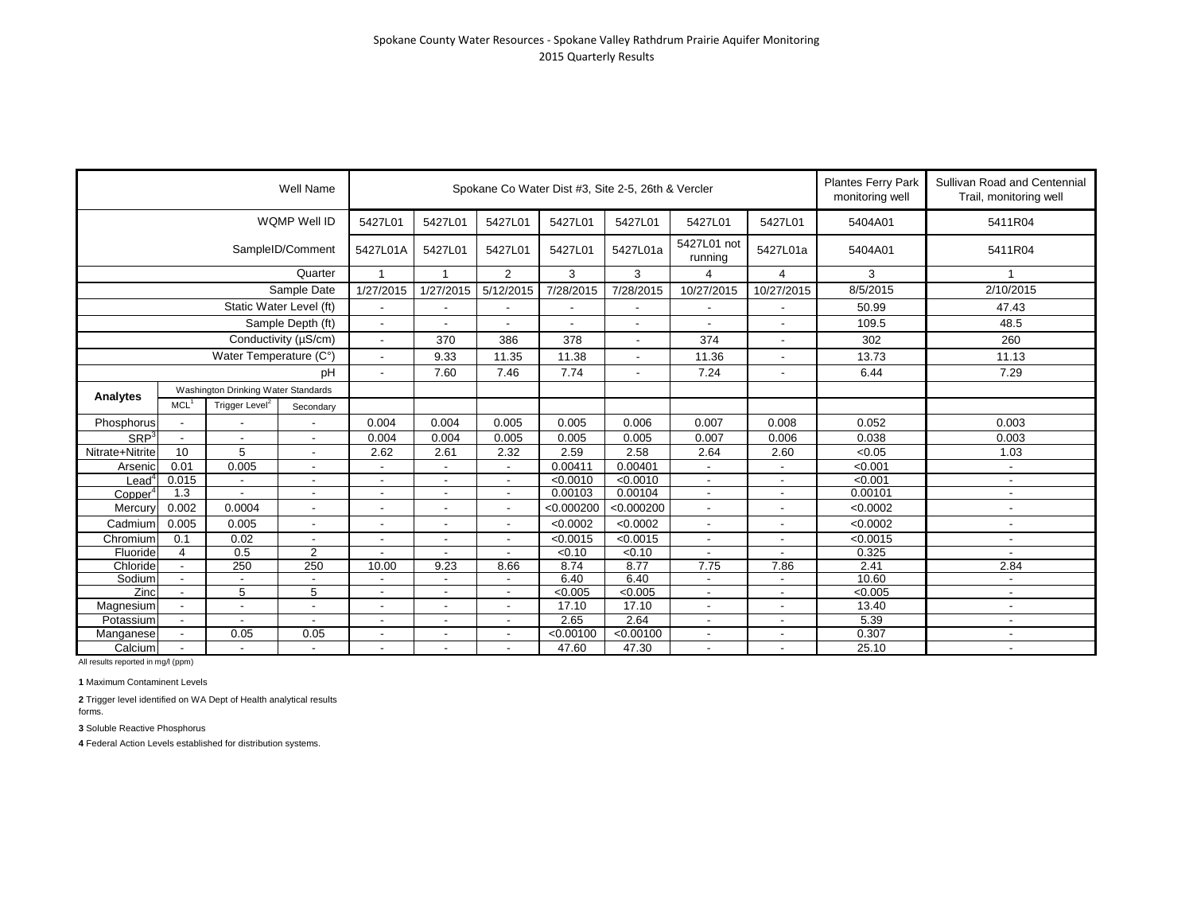Spokane County Water Resources - Spokane Valley Rathdrum Prairie Aquifer Monitoring
2015 Quarterly Results

| | | | Well Name | Spokane Co Water Dist #3, Site 2-5, 26th & Vercler | | | | | | | Plantes Ferry Park monitoring well | Sullivan Road and Centennial Trail, monitoring well |
|---|---|---|---|---|---|---|---|---|---|---|---|---|
| | | | WQMP Well ID | 5427L01 | 5427L01 | 5427L01 | 5427L01 | 5427L01 | 5427L01 | 5427L01 | 5404A01 | 5411R04 |
| | | | SampleID/Comment | 5427L01A | 5427L01 | 5427L01 | 5427L01 | 5427L01a | 5427L01 not running | 5427L01a | 5404A01 | 5411R04 |
| | | | Quarter | 1 | 1 | 2 | 3 | 3 | 4 | 4 | 3 | 1 |
| | | | Sample Date | 1/27/2015 | 1/27/2015 | 5/12/2015 | 7/28/2015 | 7/28/2015 | 10/27/2015 | 10/27/2015 | 8/5/2015 | 2/10/2015 |
| | | | Static Water Level (ft) | - | - | - | - | - | - | - | 50.99 | 47.43 |
| | | | Sample Depth (ft) | - | - | - | - | - | - | - | 109.5 | 48.5 |
| | | | Conductivity (µS/cm) | - | 370 | 386 | 378 | - | 374 | - | 302 | 260 |
| | | | Water Temperature (C°) | - | 9.33 | 11.35 | 11.38 | - | 11.36 | - | 13.73 | 11.13 |
| | | | pH | - | 7.60 | 7.46 | 7.74 | - | 7.24 | - | 6.44 | 7.29 |
| **Analytes** | Washington Drinking Water Standards | | | | | | | | | | | |
| | MCL[1] | Trigger Level[2] | Secondary | | | | | | | | | |
| Phosphorus | - | - | - | 0.004 | 0.004 | 0.005 | 0.005 | 0.006 | 0.007 | 0.008 | 0.052 | 0.003 |
| SRP[3] | - | - | - | 0.004 | 0.004 | 0.005 | 0.005 | 0.005 | 0.007 | 0.006 | 0.038 | 0.003 |
| Nitrate+Nitrite | 10 | 5 | - | 2.62 | 2.61 | 2.32 | 2.59 | 2.58 | 2.64 | 2.60 | <0.05 | 1.03 |
| Arsenic | 0.01 | 0.005 | - | - | - | - | 0.00411 | 0.00401 | - | - | <0.001 | - |
| Lead[4] | 0.015 | - | - | - | - | - | <0.0010 | <0.0010 | - | - | <0.001 | - |
| Copper[4] | 1.3 | - | - | - | - | - | 0.00103 | 0.00104 | - | - | 0.00101 | - |
| Mercury | 0.002 | 0.0004 | - | - | - | - | <0.000200 | <0.000200 | - | - | <0.0002 | - |
| Cadmium | 0.005 | 0.005 | - | - | - | - | <0.0002 | <0.0002 | - | - | <0.0002 | - |
| Chromium | 0.1 | 0.02 | - | - | - | - | <0.0015 | <0.0015 | - | - | <0.0015 | - |
| Fluoride | 4 | 0.5 | 2 | - | - | - | <0.10 | <0.10 | - | - | 0.325 | - |
| Chloride | - | 250 | 250 | 10.00 | 9.23 | 8.66 | 8.74 | 8.77 | 7.75 | 7.86 | 2.41 | 2.84 |
| Sodium | - | - | - | - | - | - | 6.40 | 6.40 | - | - | 10.60 | - |
| Zinc | - | 5 | 5 | - | - | - | <0.005 | <0.005 | - | - | <0.005 | - |
| Magnesium | - | - | - | - | - | - | 17.10 | 17.10 | - | - | 13.40 | - |
| Potassium | - | - | - | - | - | - | 2.65 | 2.64 | - | - | 5.39 | - |
| Manganese | - | 0.05 | 0.05 | - | - | - | <0.00100 | <0.00100 | - | - | 0.307 | - |
| Calcium | - | - | - | - | - | - | 47.60 | 47.30 | - | - | 25.10 | - |

All results reported in mg/l (ppm)

**1** Maximum Contaminent Levels

**2** Trigger level identified on WA Dept of Health analytical results forms.

**3** Soluble Reactive Phosphorus

**4** Federal Action Levels established for distribution systems.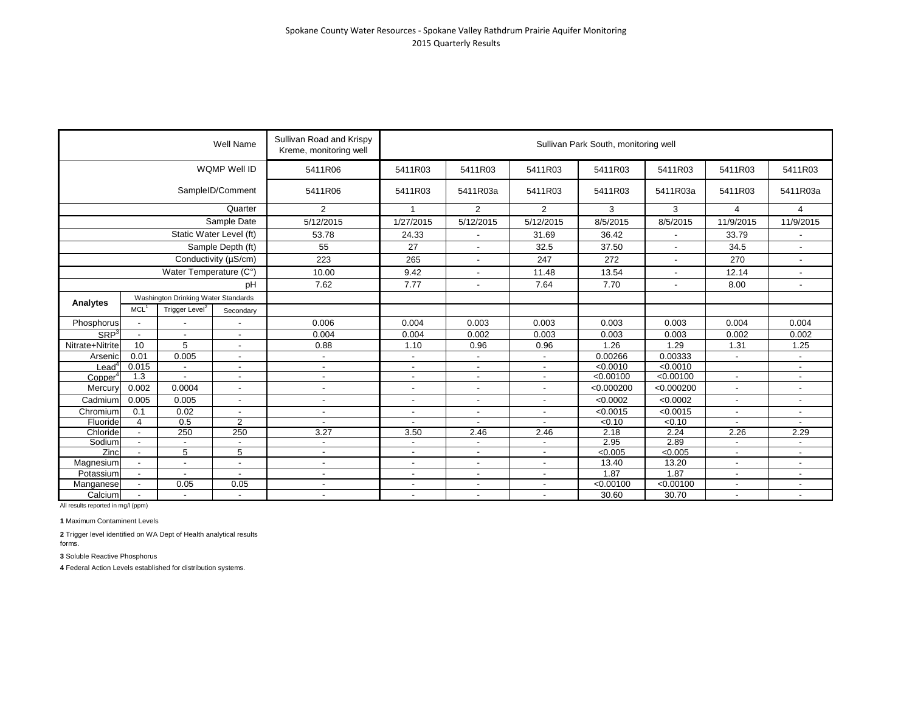Spokane County Water Resources - Spokane Valley Rathdrum Prairie Aquifer Monitoring
2015 Quarterly Results

| | | | Well Name | Sullivan Road and Krispy Kreme, monitoring well | Sullivan Park South, monitoring well | | | | | | |
|---|---|---|---|---|---|---|---|---|---|---|---|
| | | | WQMP Well ID | 5411R06 | 5411R03 | 5411R03 | 5411R03 | 5411R03 | 5411R03 | 5411R03 | 5411R03 |
| | | | SampleID/Comment | 5411R06 | 5411R03 | 5411R03a | 5411R03 | 5411R03 | 5411R03a | 5411R03 | 5411R03a |
| | | | Quarter | 2 | 1 | 2 | 2 | 3 | 3 | 4 | 4 |
| | | | Sample Date | 5/12/2015 | 1/27/2015 | 5/12/2015 | 5/12/2015 | 8/5/2015 | 8/5/2015 | 11/9/2015 | 11/9/2015 |
| | | | Static Water Level (ft) | 53.78 | 24.33 | - | 31.69 | 36.42 | - | 33.79 | - |
| | | | Sample Depth (ft) | 55 | 27 | - | 32.5 | 37.50 | - | 34.5 | - |
| | | | Conductivity (µS/cm) | 223 | 265 | - | 247 | 272 | - | 270 | - |
| | | | Water Temperature (C°) | 10.00 | 9.42 | - | 11.48 | 13.54 | - | 12.14 | - |
| | | | pH | 7.62 | 7.77 | - | 7.64 | 7.70 | - | 8.00 | - |
| **Analytes** | Washington Drinking Water Standards | | | | | | | | | | |
| | MCL[1] | Trigger Level[2] | Secondary | | | | | | | | |
| Phosphorus | - | - | - | 0.006 | 0.004 | 0.003 | 0.003 | 0.003 | 0.003 | 0.004 | 0.004 |
| SRP[3] | - | - | - | 0.004 | 0.004 | 0.002 | 0.003 | 0.003 | 0.003 | 0.002 | 0.002 |
| Nitrate+Nitrite | 10 | 5 | - | 0.88 | 1.10 | 0.96 | 0.96 | 1.26 | 1.29 | 1.31 | 1.25 |
| Arsenic | 0.01 | 0.005 | - | - | - | - | - | 0.00266 | 0.00333 | - | - |
| Lead[4] | 0.015 | - | - | - | - | - | - | <0.0010 | <0.0010 | | - |
| Copper[4] | 1.3 | - | - | - | - | - | - | <0.00100 | <0.00100 | - | - |
| Mercury | 0.002 | 0.0004 | - | - | - | - | - | <0.000200 | <0.000200 | - | - |
| Cadmium | 0.005 | 0.005 | - | - | - | - | - | <0.0002 | <0.0002 | - | - |
| Chromium | 0.1 | 0.02 | - | - | - | - | - | <0.0015 | <0.0015 | - | - |
| Fluoride | 4 | 0.5 | 2 | - | - | - | - | <0.10 | <0.10 | - | - |
| Chloride | - | 250 | 250 | 3.27 | 3.50 | 2.46 | 2.46 | 2.18 | 2.24 | 2.26 | 2.29 |
| Sodium | - | - | - | - | - | - | - | 2.95 | 2.89 | - | - |
| Zinc | - | 5 | 5 | - | - | - | - | <0.005 | <0.005 | - | - |
| Magnesium | - | - | - | - | - | - | - | 13.40 | 13.20 | - | - |
| Potassium | - | - | - | - | - | - | - | 1.87 | 1.87 | - | - |
| Manganese | - | 0.05 | 0.05 | - | - | - | - | <0.00100 | <0.00100 | - | - |
| Calcium | - | - | - | - | - | - | - | 30.60 | 30.70 | - | - |

All results reported in mg/l (ppm)

**1** Maximum Contaminent Levels

**2** Trigger level identified on WA Dept of Health analytical results forms.

**3** Soluble Reactive Phosphorus

**4** Federal Action Levels established for distribution systems.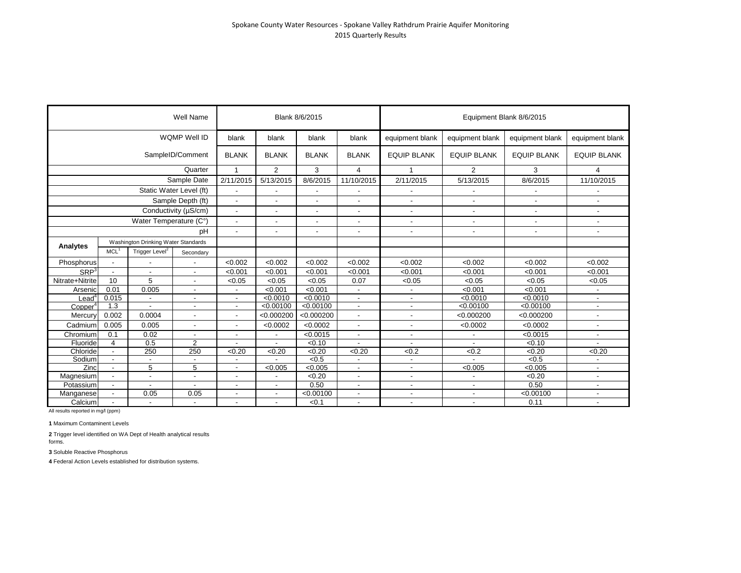Spokane County Water Resources - Spokane Valley Rathdrum Prairie Aquifer Monitoring
2015 Quarterly Results

| | | | Well Name | Blank 8/6/2015 | | | | Equipment Blank 8/6/2015 | | | |
|---|---|---|---|---|---|---|---|---|---|---|---|
| | | | WQMP Well ID | blank | blank | blank | blank | equipment blank | equipment blank | equipment blank | equipment blank |
| | | | SampleID/Comment | BLANK | BLANK | BLANK | BLANK | EQUIP BLANK | EQUIP BLANK | EQUIP BLANK | EQUIP BLANK |
| | | | Quarter | 1 | 2 | 3 | 4 | 1 | 2 | 3 | 4 |
| | | | Sample Date | 2/11/2015 | 5/13/2015 | 8/6/2015 | 11/10/2015 | 2/11/2015 | 5/13/2015 | 8/6/2015 | 11/10/2015 |
| | | | Static Water Level (ft) | - | - | - | - | - | - | - | - |
| | | | Sample Depth (ft) | - | - | - | - | - | - | - | - |
| | | | Conductivity (µS/cm) | - | - | - | - | - | - | - | - |
| | | | Water Temperature (C°) | - | - | - | - | - | - | - | - |
| | | | pH | - | - | - | - | - | - | - | - |
| Analytes | Washington Drinking Water Standards | | | | | | | | | | |
| | MCL[1] | Trigger Level[2] | Secondary | | | | | | | | |
| Phosphorus | - | - | - | <0.002 | <0.002 | <0.002 | <0.002 | <0.002 | <0.002 | <0.002 | <0.002 |
| SRP[3] | - | - | - | <0.001 | <0.001 | <0.001 | <0.001 | <0.001 | <0.001 | <0.001 | <0.001 |
| Nitrate+Nitrite | 10 | 5 | - | <0.05 | <0.05 | <0.05 | 0.07 | <0.05 | <0.05 | <0.05 | <0.05 |
| Arsenic | 0.01 | 0.005 | - | - | <0.001 | <0.001 | - | - | <0.001 | <0.001 | - |
| Lead[4] | 0.015 | - | - | - | <0.0010 | <0.0010 | - | - | <0.0010 | <0.0010 | - |
| Copper[4] | 1.3 | - | - | - | <0.00100 | <0.00100 | - | - | <0.00100 | <0.00100 | - |
| Mercury | 0.002 | 0.0004 | - | - | <0.000200 | <0.000200 | - | - | <0.000200 | <0.000200 | - |
| Cadmium | 0.005 | 0.005 | - | - | <0.0002 | <0.0002 | - | - | <0.0002 | <0.0002 | - |
| Chromium | 0.1 | 0.02 | - | - | - | <0.0015 | - | - | - | <0.0015 | - |
| Fluoride | 4 | 0.5 | 2 | - | - | <0.10 | - | - | - | <0.10 | - |
| Chloride | - | 250 | 250 | <0.20 | <0.20 | <0.20 | <0.20 | <0.2 | <0.2 | <0.20 | <0.20 |
| Sodium | - | - | - | - | - | <0.5 | - | - | - | <0.5 | - |
| Zinc | - | 5 | 5 | - | <0.005 | <0.005 | - | - | <0.005 | <0.005 | - |
| Magnesium | - | - | - | - | - | <0.20 | - | - | - | <0.20 | - |
| Potassium | - | - | - | - | - | 0.50 | - | - | - | 0.50 | - |
| Manganese | - | 0.05 | 0.05 | - | - | <0.00100 | - | - | - | <0.00100 | - |
| Calcium | - | - | - | - | - | <0.1 | - | - | - | 0.11 | - |

All results reported in mg/l (ppm)

**1** Maximum Contaminent Levels

**2** Trigger level identified on WA Dept of Health analytical results forms.

**3** Soluble Reactive Phosphorus

**4** Federal Action Levels established for distribution systems.